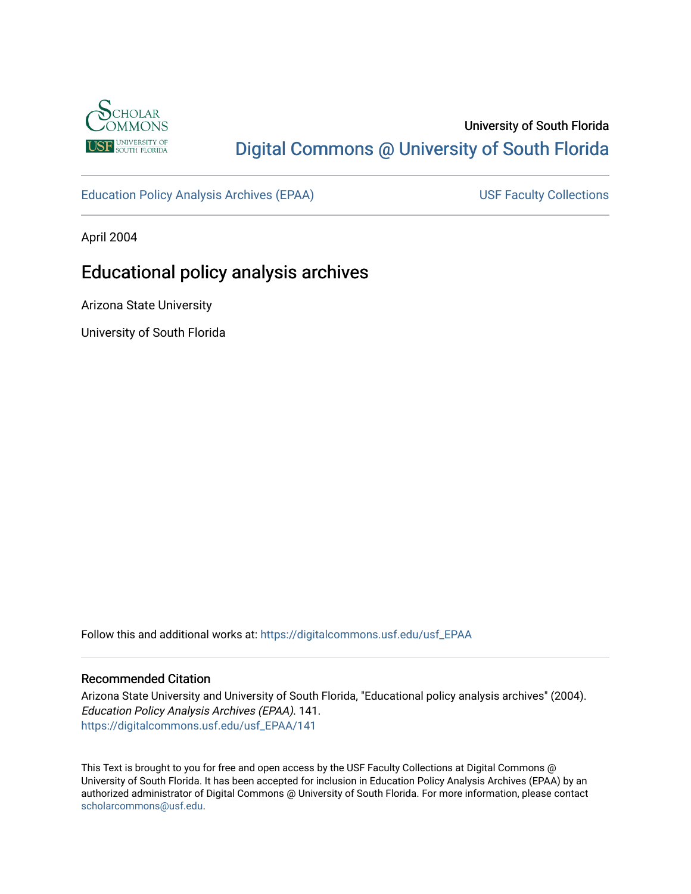University of South Florida

Digital Commons @ University of South Florida

Education Policy Analysis Archives (EPAA)

USF Faculty Collections

April 2004

# Educational policy analysis archives

Arizona State University

University of South Florida

Follow this and additional works at: https://digitalcommons.usf.edu/usf_EPAA

## Recommended Citation

Arizona State University and University of South Florida, "Educational policy analysis archives" (2004). *Education Policy Analysis Archives (EPAA)*. 141.
https://digitalcommons.usf.edu/usf_EPAA/141

This Text is brought to you for free and open access by the USF Faculty Collections at Digital Commons @ University of South Florida. It has been accepted for inclusion in Education Policy Analysis Archives (EPAA) by an authorized administrator of Digital Commons @ University of South Florida. For more information, please contact scholarcommons@usf.edu.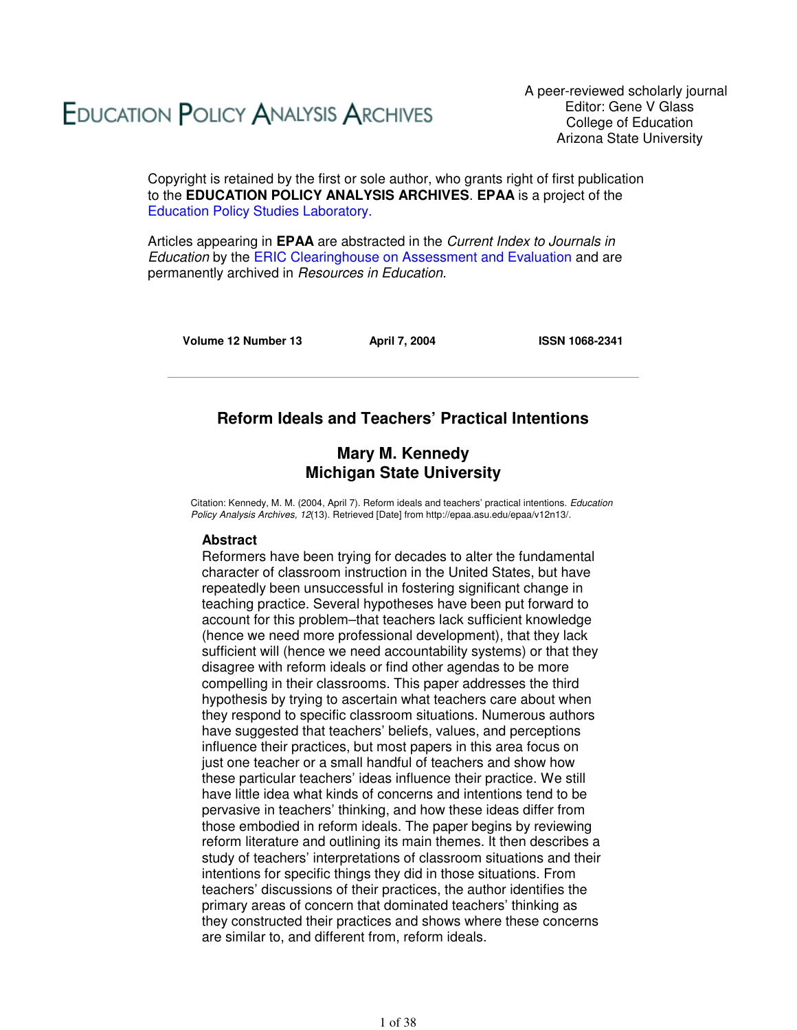# Education Policy Analysis Archives

A peer-reviewed scholarly journal
Editor: Gene V Glass
College of Education
Arizona State University

Copyright is retained by the first or sole author, who grants right of first publication to the **EDUCATION POLICY ANALYSIS ARCHIVES**. **EPAA** is a project of the Education Policy Studies Laboratory.

Articles appearing in **EPAA** are abstracted in the *Current Index to Journals in Education* by the ERIC Clearinghouse on Assessment and Evaluation and are permanently archived in *Resources in Education*.

**Volume 12 Number 13** **April 7, 2004** **ISSN 1068-2341**

---

## Reform Ideals and Teachers' Practical Intentions

### Mary M. Kennedy
### Michigan State University

Citation: Kennedy, M. M. (2004, April 7). Reform ideals and teachers' practical intentions. *Education Policy Analysis Archives, 12*(13). Retrieved [Date] from http://epaa.asu.edu/epaa/v12n13/.

**Abstract**

Reformers have been trying for decades to alter the fundamental character of classroom instruction in the United States, but have repeatedly been unsuccessful in fostering significant change in teaching practice. Several hypotheses have been put forward to account for this problem–that teachers lack sufficient knowledge (hence we need more professional development), that they lack sufficient will (hence we need accountability systems) or that they disagree with reform ideals or find other agendas to be more compelling in their classrooms. This paper addresses the third hypothesis by trying to ascertain what teachers care about when they respond to specific classroom situations. Numerous authors have suggested that teachers' beliefs, values, and perceptions influence their practices, but most papers in this area focus on just one teacher or a small handful of teachers and show how these particular teachers' ideas influence their practice. We still have little idea what kinds of concerns and intentions tend to be pervasive in teachers' thinking, and how these ideas differ from those embodied in reform ideals. The paper begins by reviewing reform literature and outlining its main themes. It then describes a study of teachers' interpretations of classroom situations and their intentions for specific things they did in those situations. From teachers' discussions of their practices, the author identifies the primary areas of concern that dominated teachers' thinking as they constructed their practices and shows where these concerns are similar to, and different from, reform ideals.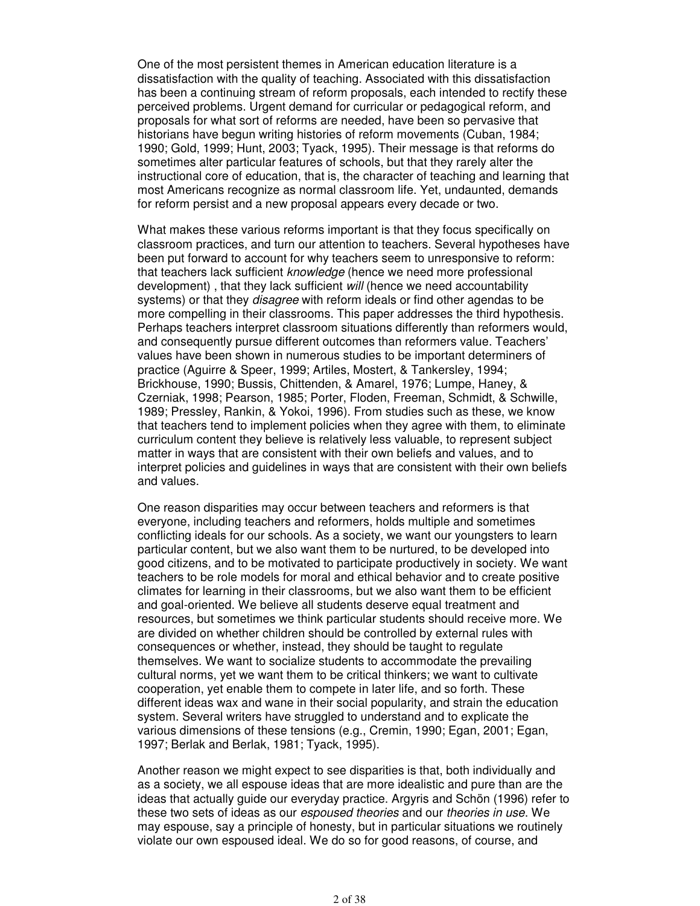One of the most persistent themes in American education literature is a dissatisfaction with the quality of teaching. Associated with this dissatisfaction has been a continuing stream of reform proposals, each intended to rectify these perceived problems. Urgent demand for curricular or pedagogical reform, and proposals for what sort of reforms are needed, have been so pervasive that historians have begun writing histories of reform movements (Cuban, 1984; 1990; Gold, 1999; Hunt, 2003; Tyack, 1995). Their message is that reforms do sometimes alter particular features of schools, but that they rarely alter the instructional core of education, that is, the character of teaching and learning that most Americans recognize as normal classroom life. Yet, undaunted, demands for reform persist and a new proposal appears every decade or two.

What makes these various reforms important is that they focus specifically on classroom practices, and turn our attention to teachers. Several hypotheses have been put forward to account for why teachers seem to unresponsive to reform: that teachers lack sufficient *knowledge* (hence we need more professional development) , that they lack sufficient *will* (hence we need accountability systems) or that they *disagree* with reform ideals or find other agendas to be more compelling in their classrooms. This paper addresses the third hypothesis. Perhaps teachers interpret classroom situations differently than reformers would, and consequently pursue different outcomes than reformers value. Teachers' values have been shown in numerous studies to be important determiners of practice (Aguirre & Speer, 1999; Artiles, Mostert, & Tankersley, 1994; Brickhouse, 1990; Bussis, Chittenden, & Amarel, 1976; Lumpe, Haney, & Czerniak, 1998; Pearson, 1985; Porter, Floden, Freeman, Schmidt, & Schwille, 1989; Pressley, Rankin, & Yokoi, 1996). From studies such as these, we know that teachers tend to implement policies when they agree with them, to eliminate curriculum content they believe is relatively less valuable, to represent subject matter in ways that are consistent with their own beliefs and values, and to interpret policies and guidelines in ways that are consistent with their own beliefs and values.

One reason disparities may occur between teachers and reformers is that everyone, including teachers and reformers, holds multiple and sometimes conflicting ideals for our schools. As a society, we want our youngsters to learn particular content, but we also want them to be nurtured, to be developed into good citizens, and to be motivated to participate productively in society. We want teachers to be role models for moral and ethical behavior and to create positive climates for learning in their classrooms, but we also want them to be efficient and goal-oriented. We believe all students deserve equal treatment and resources, but sometimes we think particular students should receive more. We are divided on whether children should be controlled by external rules with consequences or whether, instead, they should be taught to regulate themselves. We want to socialize students to accommodate the prevailing cultural norms, yet we want them to be critical thinkers; we want to cultivate cooperation, yet enable them to compete in later life, and so forth. These different ideas wax and wane in their social popularity, and strain the education system. Several writers have struggled to understand and to explicate the various dimensions of these tensions (e.g., Cremin, 1990; Egan, 2001; Egan, 1997; Berlak and Berlak, 1981; Tyack, 1995).

Another reason we might expect to see disparities is that, both individually and as a society, we all espouse ideas that are more idealistic and pure than are the ideas that actually guide our everyday practice. Argyris and Schön (1996) refer to these two sets of ideas as our *espoused theories* and our *theories in use*. We may espouse, say a principle of honesty, but in particular situations we routinely violate our own espoused ideal. We do so for good reasons, of course, and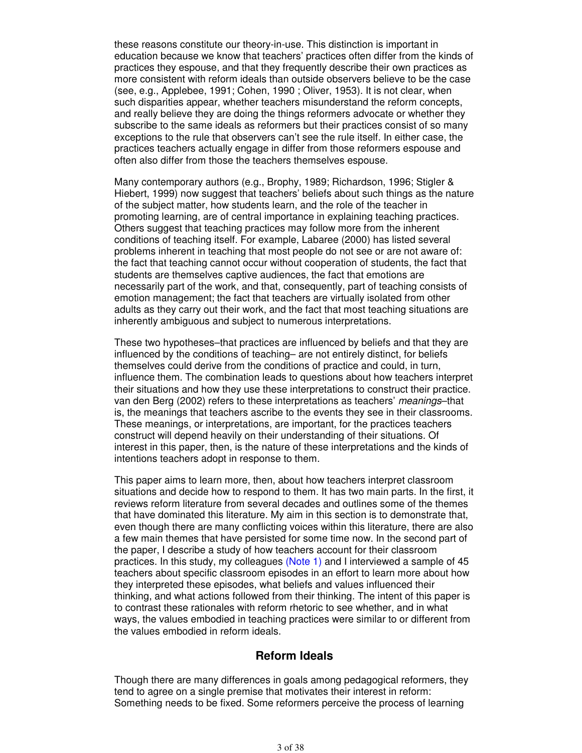these reasons constitute our theory-in-use. This distinction is important in education because we know that teachers' practices often differ from the kinds of practices they espouse, and that they frequently describe their own practices as more consistent with reform ideals than outside observers believe to be the case (see, e.g., Applebee, 1991; Cohen, 1990 ; Oliver, 1953). It is not clear, when such disparities appear, whether teachers misunderstand the reform concepts, and really believe they are doing the things reformers advocate or whether they subscribe to the same ideals as reformers but their practices consist of so many exceptions to the rule that observers can't see the rule itself. In either case, the practices teachers actually engage in differ from those reformers espouse and often also differ from those the teachers themselves espouse.

Many contemporary authors (e.g., Brophy, 1989; Richardson, 1996; Stigler & Hiebert, 1999) now suggest that teachers' beliefs about such things as the nature of the subject matter, how students learn, and the role of the teacher in promoting learning, are of central importance in explaining teaching practices. Others suggest that teaching practices may follow more from the inherent conditions of teaching itself. For example, Labaree (2000) has listed several problems inherent in teaching that most people do not see or are not aware of: the fact that teaching cannot occur without cooperation of students, the fact that students are themselves captive audiences, the fact that emotions are necessarily part of the work, and that, consequently, part of teaching consists of emotion management; the fact that teachers are virtually isolated from other adults as they carry out their work, and the fact that most teaching situations are inherently ambiguous and subject to numerous interpretations.

These two hypotheses–that practices are influenced by beliefs and that they are influenced by the conditions of teaching– are not entirely distinct, for beliefs themselves could derive from the conditions of practice and could, in turn, influence them. The combination leads to questions about how teachers interpret their situations and how they use these interpretations to construct their practice. van den Berg (2002) refers to these interpretations as teachers' *meanings*–that is, the meanings that teachers ascribe to the events they see in their classrooms. These meanings, or interpretations, are important, for the practices teachers construct will depend heavily on their understanding of their situations. Of interest in this paper, then, is the nature of these interpretations and the kinds of intentions teachers adopt in response to them.

This paper aims to learn more, then, about how teachers interpret classroom situations and decide how to respond to them. It has two main parts. In the first, it reviews reform literature from several decades and outlines some of the themes that have dominated this literature. My aim in this section is to demonstrate that, even though there are many conflicting voices within this literature, there are also a few main themes that have persisted for some time now. In the second part of the paper, I describe a study of how teachers account for their classroom practices. In this study, my colleagues (Note 1) and I interviewed a sample of 45 teachers about specific classroom episodes in an effort to learn more about how they interpreted these episodes, what beliefs and values influenced their thinking, and what actions followed from their thinking. The intent of this paper is to contrast these rationales with reform rhetoric to see whether, and in what ways, the values embodied in teaching practices were similar to or different from the values embodied in reform ideals.

## Reform Ideals

Though there are many differences in goals among pedagogical reformers, they tend to agree on a single premise that motivates their interest in reform: Something needs to be fixed. Some reformers perceive the process of learning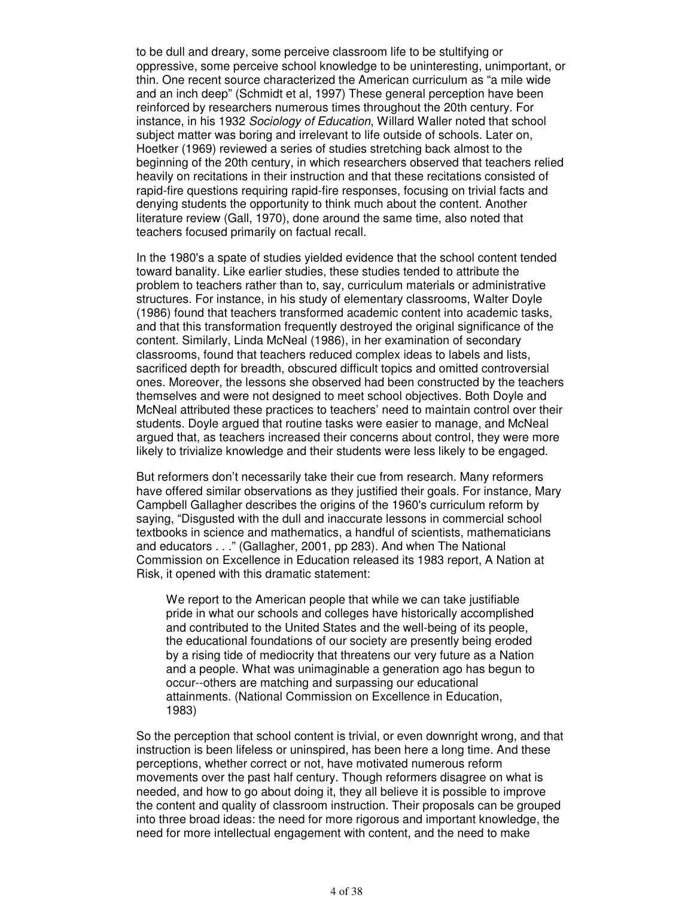to be dull and dreary, some perceive classroom life to be stultifying or oppressive, some perceive school knowledge to be uninteresting, unimportant, or thin. One recent source characterized the American curriculum as "a mile wide and an inch deep" (Schmidt et al, 1997) These general perception have been reinforced by researchers numerous times throughout the 20th century. For instance, in his 1932 *Sociology of Education*, Willard Waller noted that school subject matter was boring and irrelevant to life outside of schools. Later on, Hoetker (1969) reviewed a series of studies stretching back almost to the beginning of the 20th century, in which researchers observed that teachers relied heavily on recitations in their instruction and that these recitations consisted of rapid-fire questions requiring rapid-fire responses, focusing on trivial facts and denying students the opportunity to think much about the content. Another literature review (Gall, 1970), done around the same time, also noted that teachers focused primarily on factual recall.

In the 1980's a spate of studies yielded evidence that the school content tended toward banality. Like earlier studies, these studies tended to attribute the problem to teachers rather than to, say, curriculum materials or administrative structures. For instance, in his study of elementary classrooms, Walter Doyle (1986) found that teachers transformed academic content into academic tasks, and that this transformation frequently destroyed the original significance of the content. Similarly, Linda McNeal (1986), in her examination of secondary classrooms, found that teachers reduced complex ideas to labels and lists, sacrificed depth for breadth, obscured difficult topics and omitted controversial ones. Moreover, the lessons she observed had been constructed by the teachers themselves and were not designed to meet school objectives. Both Doyle and McNeal attributed these practices to teachers' need to maintain control over their students. Doyle argued that routine tasks were easier to manage, and McNeal argued that, as teachers increased their concerns about control, they were more likely to trivialize knowledge and their students were less likely to be engaged.

But reformers don't necessarily take their cue from research. Many reformers have offered similar observations as they justified their goals. For instance, Mary Campbell Gallagher describes the origins of the 1960's curriculum reform by saying, "Disgusted with the dull and inaccurate lessons in commercial school textbooks in science and mathematics, a handful of scientists, mathematicians and educators . . ." (Gallagher, 2001, pp 283). And when The National Commission on Excellence in Education released its 1983 report, A Nation at Risk, it opened with this dramatic statement:

> We report to the American people that while we can take justifiable pride in what our schools and colleges have historically accomplished and contributed to the United States and the well-being of its people, the educational foundations of our society are presently being eroded by a rising tide of mediocrity that threatens our very future as a Nation and a people. What was unimaginable a generation ago has begun to occur--others are matching and surpassing our educational attainments. (National Commission on Excellence in Education, 1983)

So the perception that school content is trivial, or even downright wrong, and that instruction is been lifeless or uninspired, has been here a long time. And these perceptions, whether correct or not, have motivated numerous reform movements over the past half century. Though reformers disagree on what is needed, and how to go about doing it, they all believe it is possible to improve the content and quality of classroom instruction. Their proposals can be grouped into three broad ideas: the need for more rigorous and important knowledge, the need for more intellectual engagement with content, and the need to make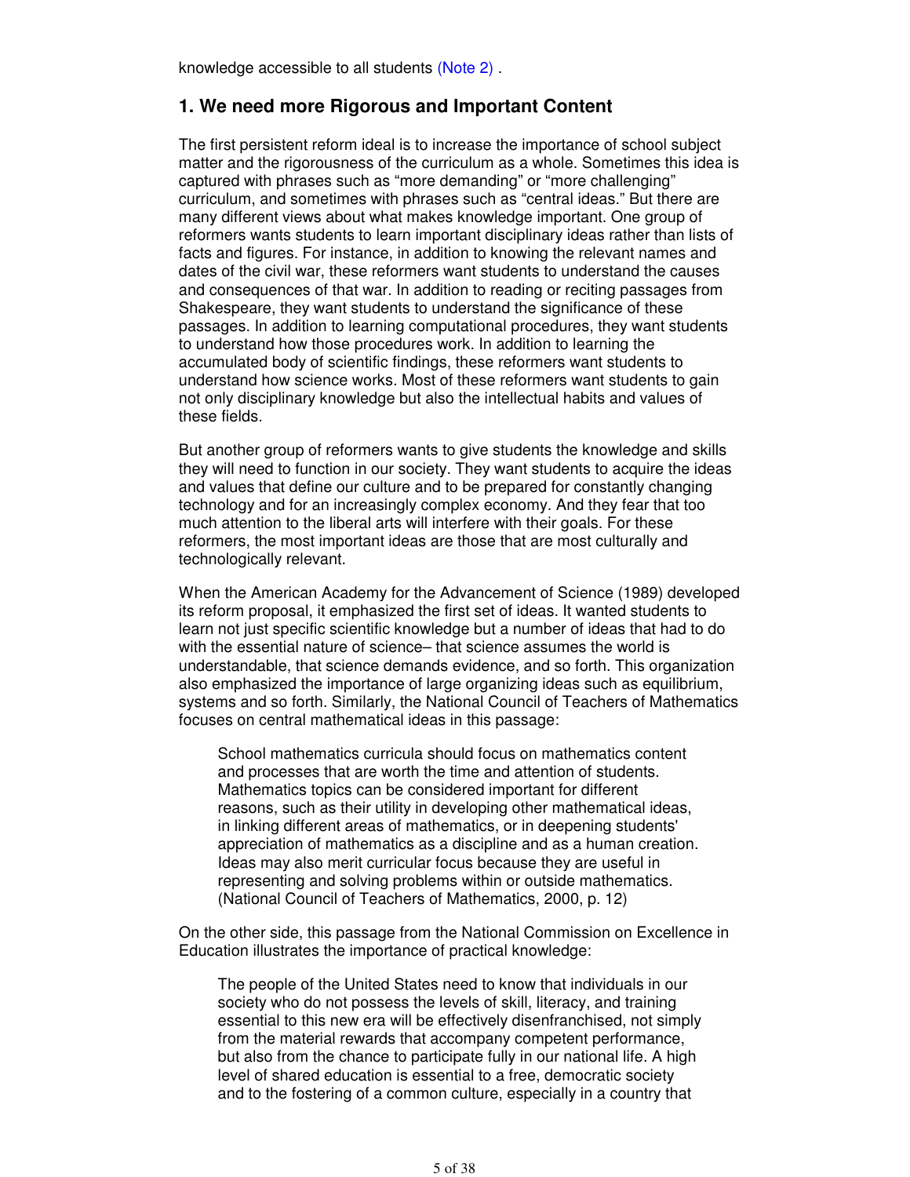knowledge accessible to all students (Note 2) .

## 1. We need more Rigorous and Important Content

The first persistent reform ideal is to increase the importance of school subject matter and the rigorousness of the curriculum as a whole. Sometimes this idea is captured with phrases such as “more demanding” or “more challenging” curriculum, and sometimes with phrases such as “central ideas.” But there are many different views about what makes knowledge important. One group of reformers wants students to learn important disciplinary ideas rather than lists of facts and figures. For instance, in addition to knowing the relevant names and dates of the civil war, these reformers want students to understand the causes and consequences of that war. In addition to reading or reciting passages from Shakespeare, they want students to understand the significance of these passages. In addition to learning computational procedures, they want students to understand how those procedures work. In addition to learning the accumulated body of scientific findings, these reformers want students to understand how science works. Most of these reformers want students to gain not only disciplinary knowledge but also the intellectual habits and values of these fields.

But another group of reformers wants to give students the knowledge and skills they will need to function in our society. They want students to acquire the ideas and values that define our culture and to be prepared for constantly changing technology and for an increasingly complex economy. And they fear that too much attention to the liberal arts will interfere with their goals. For these reformers, the most important ideas are those that are most culturally and technologically relevant.

When the American Academy for the Advancement of Science (1989) developed its reform proposal, it emphasized the first set of ideas. It wanted students to learn not just specific scientific knowledge but a number of ideas that had to do with the essential nature of science– that science assumes the world is understandable, that science demands evidence, and so forth. This organization also emphasized the importance of large organizing ideas such as equilibrium, systems and so forth. Similarly, the National Council of Teachers of Mathematics focuses on central mathematical ideas in this passage:

> School mathematics curricula should focus on mathematics content and processes that are worth the time and attention of students. Mathematics topics can be considered important for different reasons, such as their utility in developing other mathematical ideas, in linking different areas of mathematics, or in deepening students' appreciation of mathematics as a discipline and as a human creation. Ideas may also merit curricular focus because they are useful in representing and solving problems within or outside mathematics. (National Council of Teachers of Mathematics, 2000, p. 12)

On the other side, this passage from the National Commission on Excellence in Education illustrates the importance of practical knowledge:

> The people of the United States need to know that individuals in our society who do not possess the levels of skill, literacy, and training essential to this new era will be effectively disenfranchised, not simply from the material rewards that accompany competent performance, but also from the chance to participate fully in our national life. A high level of shared education is essential to a free, democratic society and to the fostering of a common culture, especially in a country that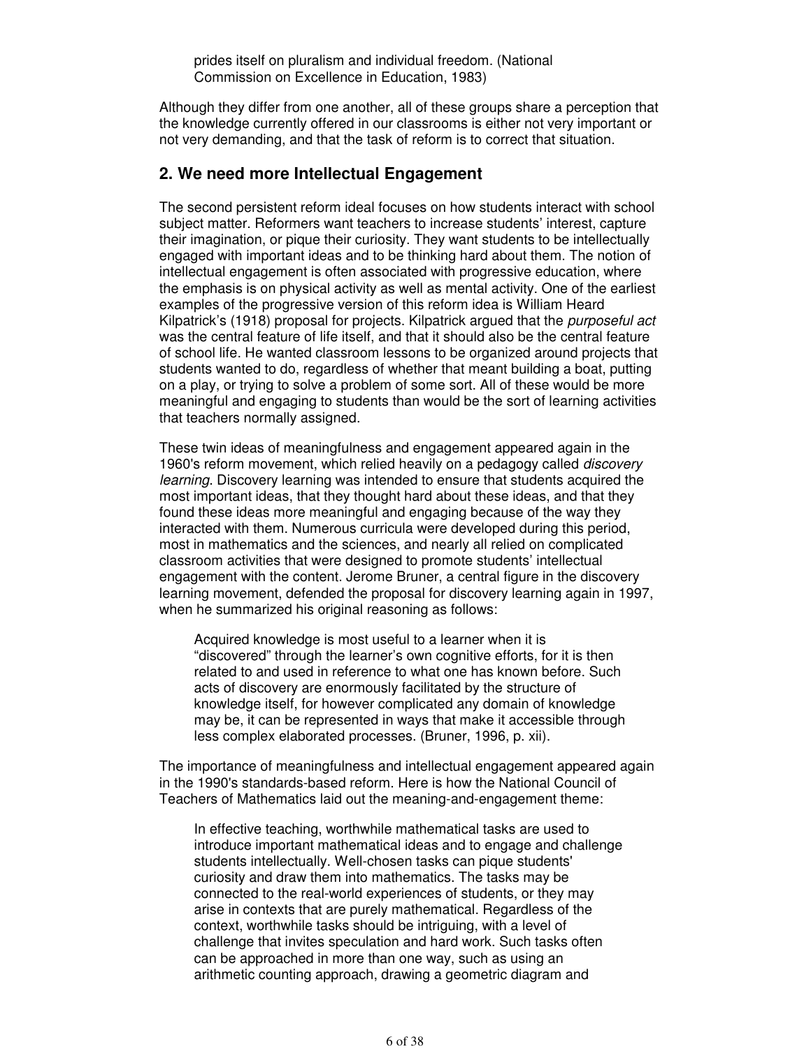> prides itself on pluralism and individual freedom. (National Commission on Excellence in Education, 1983)

Although they differ from one another, all of these groups share a perception that the knowledge currently offered in our classrooms is either not very important or not very demanding, and that the task of reform is to correct that situation.

## 2. We need more Intellectual Engagement

The second persistent reform ideal focuses on how students interact with school subject matter. Reformers want teachers to increase students' interest, capture their imagination, or pique their curiosity. They want students to be intellectually engaged with important ideas and to be thinking hard about them. The notion of intellectual engagement is often associated with progressive education, where the emphasis is on physical activity as well as mental activity. One of the earliest examples of the progressive version of this reform idea is William Heard Kilpatrick's (1918) proposal for projects. Kilpatrick argued that the *purposeful act* was the central feature of life itself, and that it should also be the central feature of school life. He wanted classroom lessons to be organized around projects that students wanted to do, regardless of whether that meant building a boat, putting on a play, or trying to solve a problem of some sort. All of these would be more meaningful and engaging to students than would be the sort of learning activities that teachers normally assigned.

These twin ideas of meaningfulness and engagement appeared again in the 1960's reform movement, which relied heavily on a pedagogy called *discovery learning*. Discovery learning was intended to ensure that students acquired the most important ideas, that they thought hard about these ideas, and that they found these ideas more meaningful and engaging because of the way they interacted with them. Numerous curricula were developed during this period, most in mathematics and the sciences, and nearly all relied on complicated classroom activities that were designed to promote students' intellectual engagement with the content. Jerome Bruner, a central figure in the discovery learning movement, defended the proposal for discovery learning again in 1997, when he summarized his original reasoning as follows:

> Acquired knowledge is most useful to a learner when it is "discovered" through the learner's own cognitive efforts, for it is then related to and used in reference to what one has known before. Such acts of discovery are enormously facilitated by the structure of knowledge itself, for however complicated any domain of knowledge may be, it can be represented in ways that make it accessible through less complex elaborated processes. (Bruner, 1996, p. xii).

The importance of meaningfulness and intellectual engagement appeared again in the 1990's standards-based reform. Here is how the National Council of Teachers of Mathematics laid out the meaning-and-engagement theme:

> In effective teaching, worthwhile mathematical tasks are used to introduce important mathematical ideas and to engage and challenge students intellectually. Well-chosen tasks can pique students' curiosity and draw them into mathematics. The tasks may be connected to the real-world experiences of students, or they may arise in contexts that are purely mathematical. Regardless of the context, worthwhile tasks should be intriguing, with a level of challenge that invites speculation and hard work. Such tasks often can be approached in more than one way, such as using an arithmetic counting approach, drawing a geometric diagram and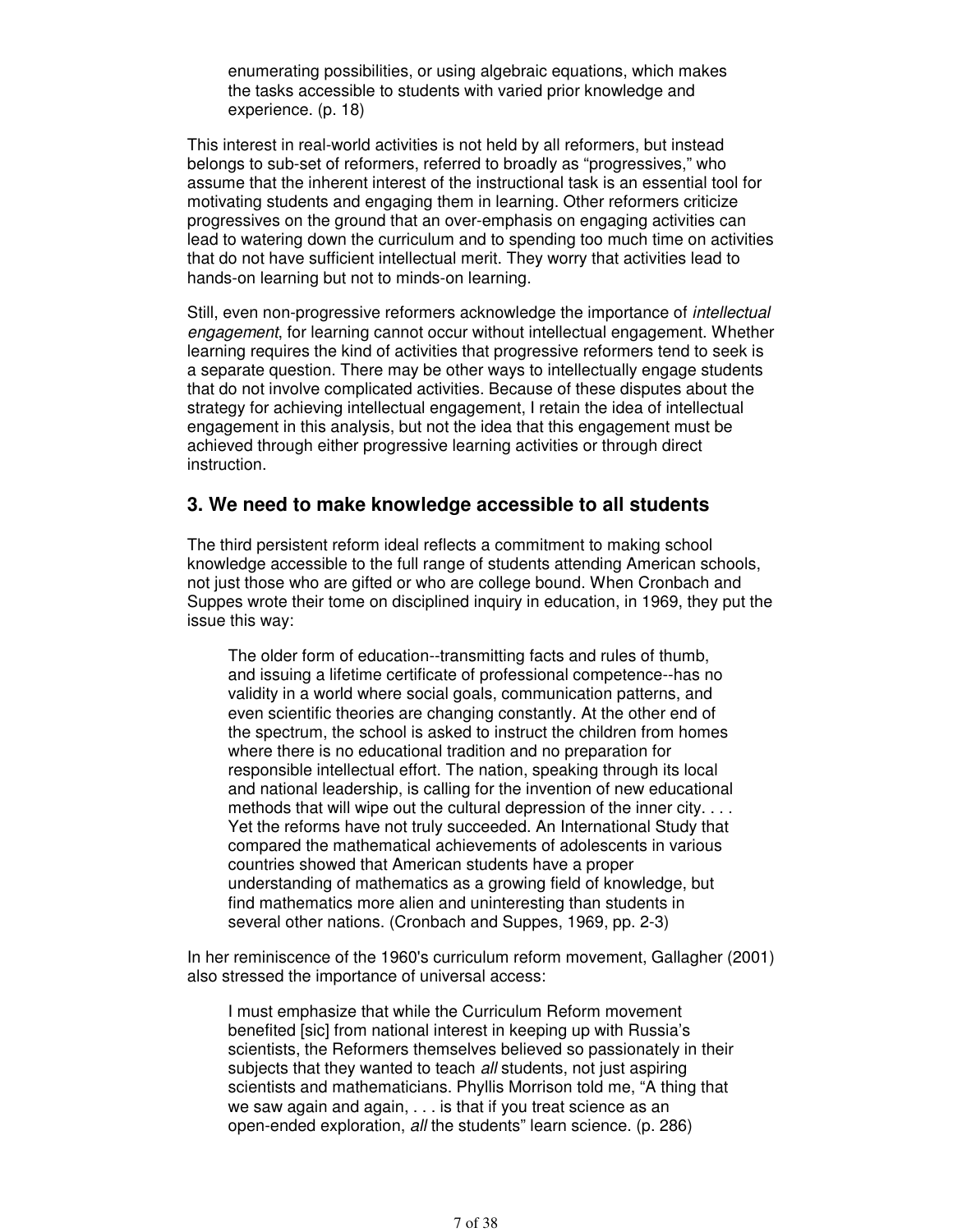> enumerating possibilities, or using algebraic equations, which makes the tasks accessible to students with varied prior knowledge and experience. (p. 18)

This interest in real-world activities is not held by all reformers, but instead belongs to sub-set of reformers, referred to broadly as "progressives," who assume that the inherent interest of the instructional task is an essential tool for motivating students and engaging them in learning. Other reformers criticize progressives on the ground that an over-emphasis on engaging activities can lead to watering down the curriculum and to spending too much time on activities that do not have sufficient intellectual merit. They worry that activities lead to hands-on learning but not to minds-on learning.

Still, even non-progressive reformers acknowledge the importance of *intellectual engagement*, for learning cannot occur without intellectual engagement. Whether learning requires the kind of activities that progressive reformers tend to seek is a separate question. There may be other ways to intellectually engage students that do not involve complicated activities. Because of these disputes about the strategy for achieving intellectual engagement, I retain the idea of intellectual engagement in this analysis, but not the idea that this engagement must be achieved through either progressive learning activities or through direct instruction.

## 3. We need to make knowledge accessible to all students

The third persistent reform ideal reflects a commitment to making school knowledge accessible to the full range of students attending American schools, not just those who are gifted or who are college bound. When Cronbach and Suppes wrote their tome on disciplined inquiry in education, in 1969, they put the issue this way:

> The older form of education--transmitting facts and rules of thumb, and issuing a lifetime certificate of professional competence--has no validity in a world where social goals, communication patterns, and even scientific theories are changing constantly. At the other end of the spectrum, the school is asked to instruct the children from homes where there is no educational tradition and no preparation for responsible intellectual effort. The nation, speaking through its local and national leadership, is calling for the invention of new educational methods that will wipe out the cultural depression of the inner city. . . . Yet the reforms have not truly succeeded. An International Study that compared the mathematical achievements of adolescents in various countries showed that American students have a proper understanding of mathematics as a growing field of knowledge, but find mathematics more alien and uninteresting than students in several other nations. (Cronbach and Suppes, 1969, pp. 2-3)

In her reminiscence of the 1960's curriculum reform movement, Gallagher (2001) also stressed the importance of universal access:

> I must emphasize that while the Curriculum Reform movement benefited [sic] from national interest in keeping up with Russia's scientists, the Reformers themselves believed so passionately in their subjects that they wanted to teach *all* students, not just aspiring scientists and mathematicians. Phyllis Morrison told me, "A thing that we saw again and again, . . . is that if you treat science as an open-ended exploration, *all* the students" learn science. (p. 286)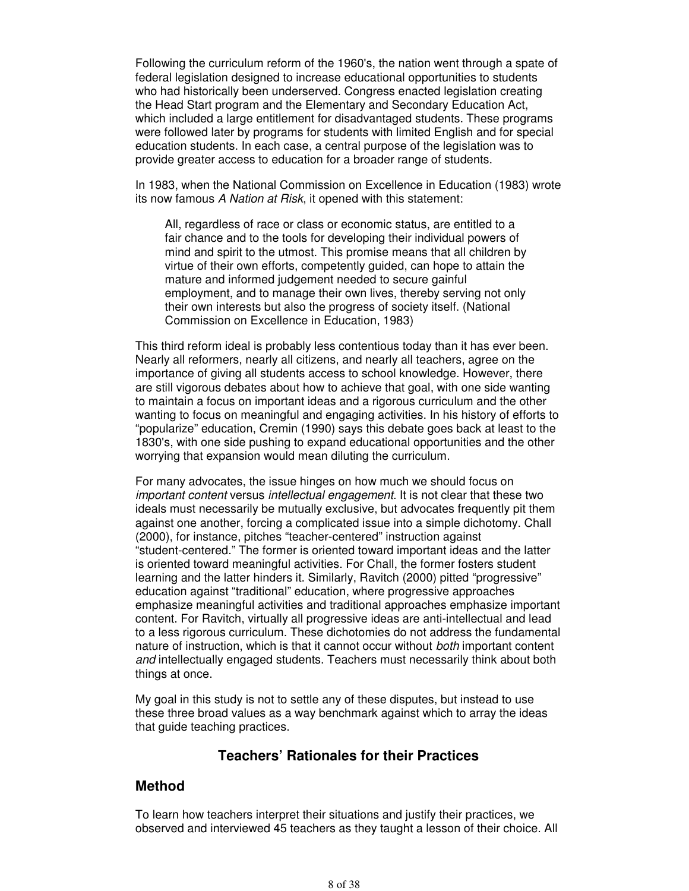Following the curriculum reform of the 1960's, the nation went through a spate of federal legislation designed to increase educational opportunities to students who had historically been underserved. Congress enacted legislation creating the Head Start program and the Elementary and Secondary Education Act, which included a large entitlement for disadvantaged students. These programs were followed later by programs for students with limited English and for special education students. In each case, a central purpose of the legislation was to provide greater access to education for a broader range of students.

In 1983, when the National Commission on Excellence in Education (1983) wrote its now famous *A Nation at Risk*, it opened with this statement:

> All, regardless of race or class or economic status, are entitled to a fair chance and to the tools for developing their individual powers of mind and spirit to the utmost. This promise means that all children by virtue of their own efforts, competently guided, can hope to attain the mature and informed judgement needed to secure gainful employment, and to manage their own lives, thereby serving not only their own interests but also the progress of society itself. (National Commission on Excellence in Education, 1983)

This third reform ideal is probably less contentious today than it has ever been. Nearly all reformers, nearly all citizens, and nearly all teachers, agree on the importance of giving all students access to school knowledge. However, there are still vigorous debates about how to achieve that goal, with one side wanting to maintain a focus on important ideas and a rigorous curriculum and the other wanting to focus on meaningful and engaging activities. In his history of efforts to "popularize" education, Cremin (1990) says this debate goes back at least to the 1830's, with one side pushing to expand educational opportunities and the other worrying that expansion would mean diluting the curriculum.

For many advocates, the issue hinges on how much we should focus on *important content* versus *intellectual engagement*. It is not clear that these two ideals must necessarily be mutually exclusive, but advocates frequently pit them against one another, forcing a complicated issue into a simple dichotomy. Chall (2000), for instance, pitches "teacher-centered" instruction against "student-centered." The former is oriented toward important ideas and the latter is oriented toward meaningful activities. For Chall, the former fosters student learning and the latter hinders it. Similarly, Ravitch (2000) pitted "progressive" education against "traditional" education, where progressive approaches emphasize meaningful activities and traditional approaches emphasize important content. For Ravitch, virtually all progressive ideas are anti-intellectual and lead to a less rigorous curriculum. These dichotomies do not address the fundamental nature of instruction, which is that it cannot occur without *both* important content *and* intellectually engaged students. Teachers must necessarily think about both things at once.

My goal in this study is not to settle any of these disputes, but instead to use these three broad values as a way benchmark against which to array the ideas that guide teaching practices.

## Teachers' Rationales for their Practices

### Method

To learn how teachers interpret their situations and justify their practices, we observed and interviewed 45 teachers as they taught a lesson of their choice. All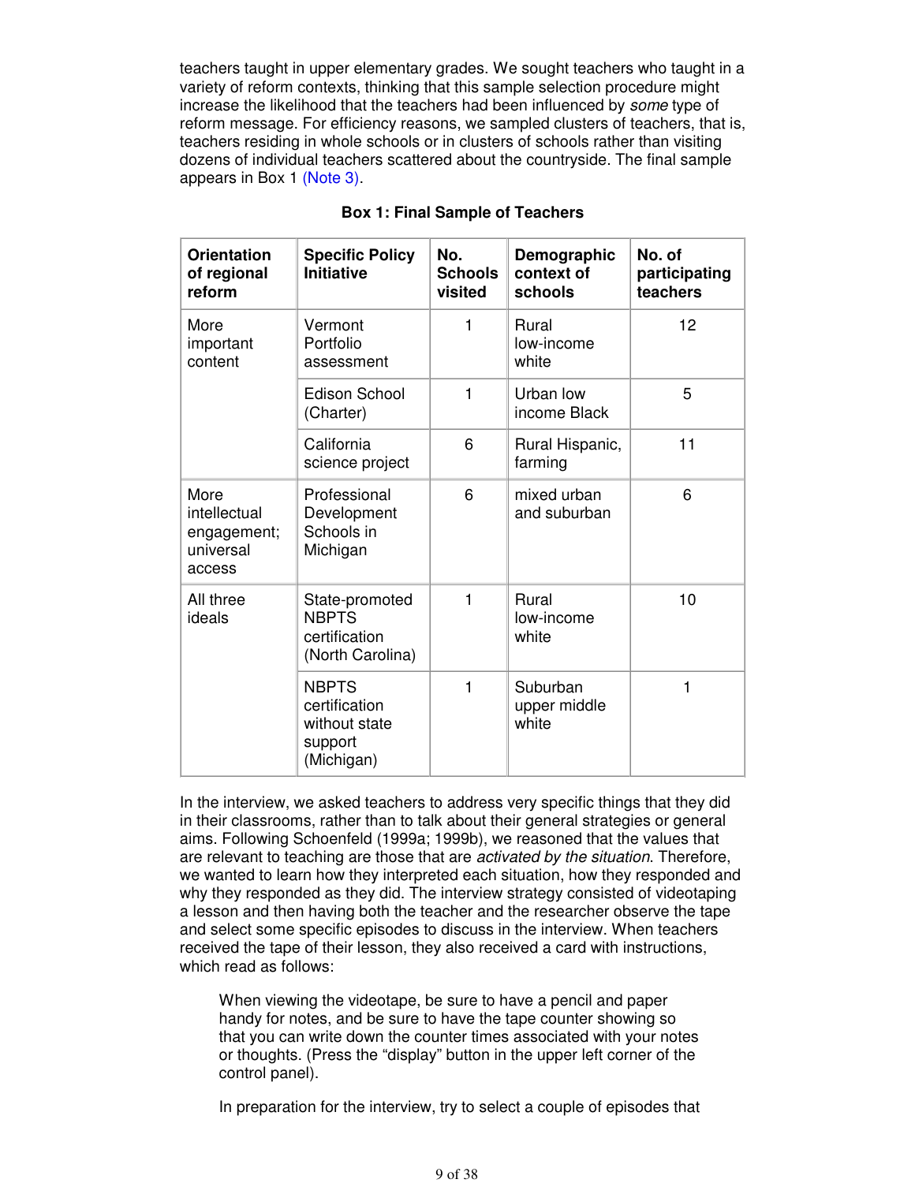teachers taught in upper elementary grades. We sought teachers who taught in a variety of reform contexts, thinking that this sample selection procedure might increase the likelihood that the teachers had been influenced by *some* type of reform message. For efficiency reasons, we sampled clusters of teachers, that is, teachers residing in whole schools or in clusters of schools rather than visiting dozens of individual teachers scattered about the countryside. The final sample appears in Box 1 (Note 3).

**Box 1: Final Sample of Teachers**

| Orientation of regional reform | Specific Policy Initiative | No. Schools visited | Demographic context of schools | No. of participating teachers |
|---|---|---|---|---|
| More important content | Vermont Portfolio assessment | 1 | Rural low-income white | 12 |
| | Edison School (Charter) | 1 | Urban low income Black | 5 |
| | California science project | 6 | Rural Hispanic, farming | 11 |
| More intellectual engagement; universal access | Professional Development Schools in Michigan | 6 | mixed urban and suburban | 6 |
| All three ideals | State-promoted NBPTS certification (North Carolina) | 1 | Rural low-income white | 10 |
| | NBPTS certification without state support (Michigan) | 1 | Suburban upper middle white | 1 |

In the interview, we asked teachers to address very specific things that they did in their classrooms, rather than to talk about their general strategies or general aims. Following Schoenfeld (1999a; 1999b), we reasoned that the values that are relevant to teaching are those that are *activated by the situation*. Therefore, we wanted to learn how they interpreted each situation, how they responded and why they responded as they did. The interview strategy consisted of videotaping a lesson and then having both the teacher and the researcher observe the tape and select some specific episodes to discuss in the interview. When teachers received the tape of their lesson, they also received a card with instructions, which read as follows:

> When viewing the videotape, be sure to have a pencil and paper handy for notes, and be sure to have the tape counter showing so that you can write down the counter times associated with your notes or thoughts. (Press the "display" button in the upper left corner of the control panel).
>
> In preparation for the interview, try to select a couple of episodes that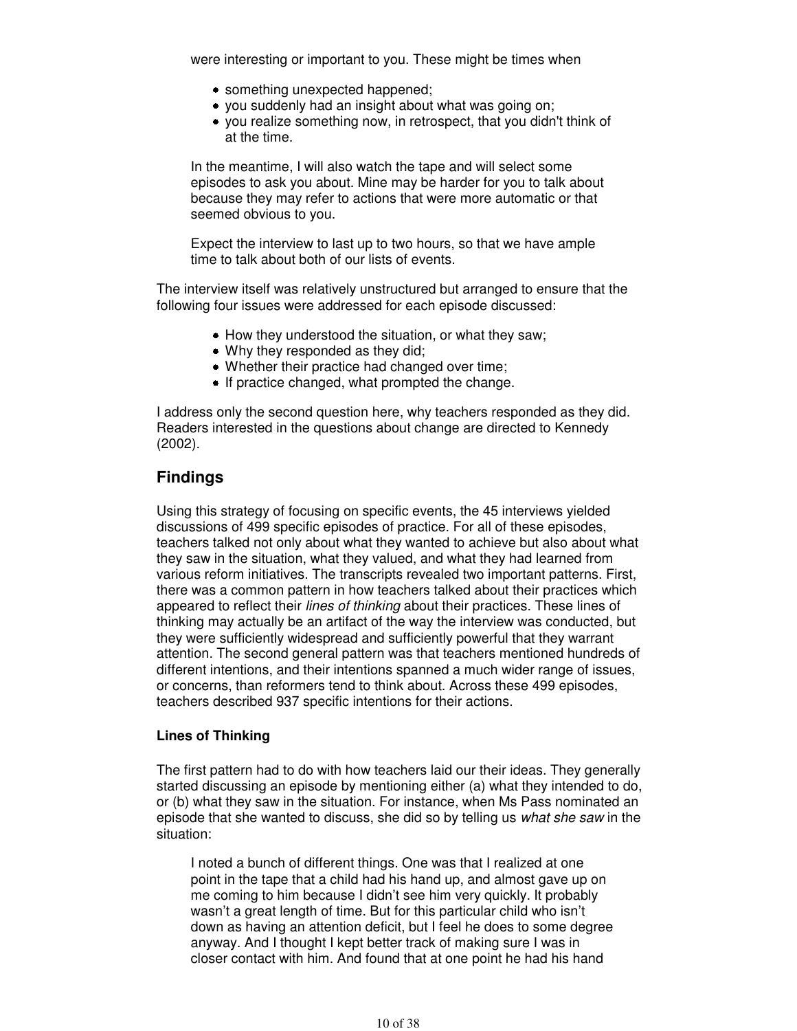were interesting or important to you. These might be times when

- something unexpected happened;
- you suddenly had an insight about what was going on;
- you realize something now, in retrospect, that you didn't think of at the time.

> In the meantime, I will also watch the tape and will select some episodes to ask you about. Mine may be harder for you to talk about because they may refer to actions that were more automatic or that seemed obvious to you.
>
> Expect the interview to last up to two hours, so that we have ample time to talk about both of our lists of events.

The interview itself was relatively unstructured but arranged to ensure that the following four issues were addressed for each episode discussed:

- How they understood the situation, or what they saw;
- Why they responded as they did;
- Whether their practice had changed over time;
- If practice changed, what prompted the change.

I address only the second question here, why teachers responded as they did. Readers interested in the questions about change are directed to Kennedy (2002).

## Findings

Using this strategy of focusing on specific events, the 45 interviews yielded discussions of 499 specific episodes of practice. For all of these episodes, teachers talked not only about what they wanted to achieve but also about what they saw in the situation, what they valued, and what they had learned from various reform initiatives. The transcripts revealed two important patterns. First, there was a common pattern in how teachers talked about their practices which appeared to reflect their *lines of thinking* about their practices. These lines of thinking may actually be an artifact of the way the interview was conducted, but they were sufficiently widespread and sufficiently powerful that they warrant attention. The second general pattern was that teachers mentioned hundreds of different intentions, and their intentions spanned a much wider range of issues, or concerns, than reformers tend to think about. Across these 499 episodes, teachers described 937 specific intentions for their actions.

### Lines of Thinking

The first pattern had to do with how teachers laid our their ideas. They generally started discussing an episode by mentioning either (a) what they intended to do, or (b) what they saw in the situation. For instance, when Ms Pass nominated an episode that she wanted to discuss, she did so by telling us *what she saw* in the situation:

> I noted a bunch of different things. One was that I realized at one point in the tape that a child had his hand up, and almost gave up on me coming to him because I didn't see him very quickly. It probably wasn't a great length of time. But for this particular child who isn't down as having an attention deficit, but I feel he does to some degree anyway. And I thought I kept better track of making sure I was in closer contact with him. And found that at one point he had his hand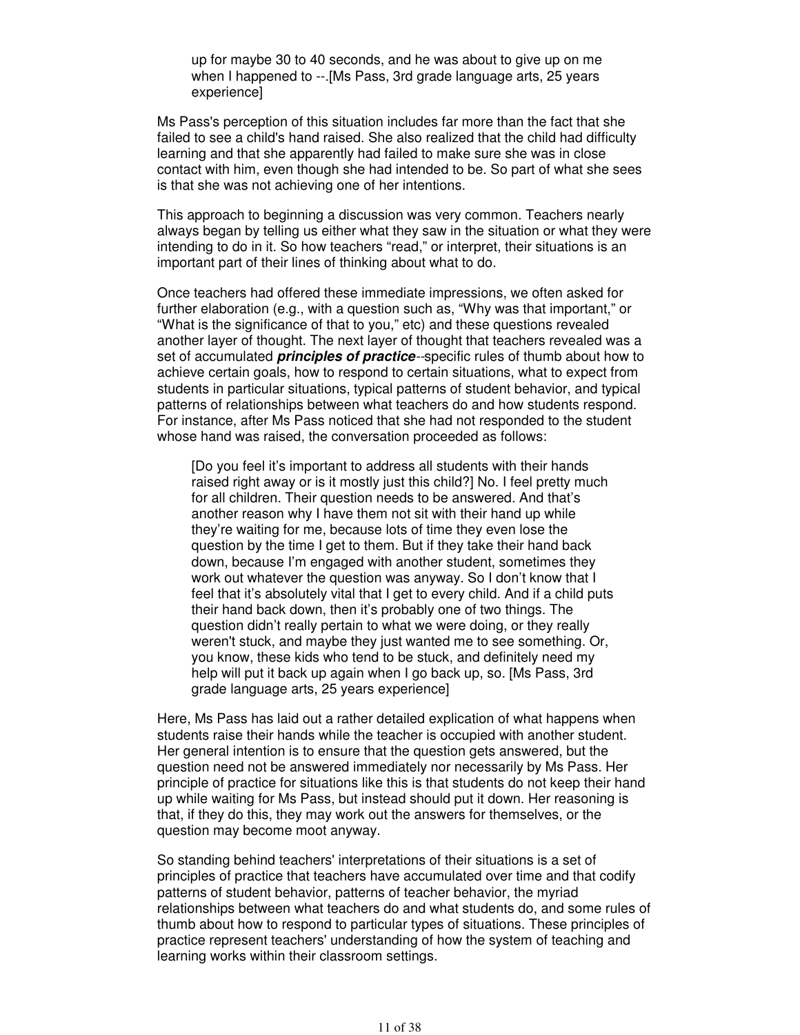> up for maybe 30 to 40 seconds, and he was about to give up on me when I happened to --.[Ms Pass, 3rd grade language arts, 25 years experience]

Ms Pass's perception of this situation includes far more than the fact that she failed to see a child's hand raised. She also realized that the child had difficulty learning and that she apparently had failed to make sure she was in close contact with him, even though she had intended to be. So part of what she sees is that she was not achieving one of her intentions.

This approach to beginning a discussion was very common. Teachers nearly always began by telling us either what they saw in the situation or what they were intending to do in it. So how teachers "read," or interpret, their situations is an important part of their lines of thinking about what to do.

Once teachers had offered these immediate impressions, we often asked for further elaboration (e.g., with a question such as, "Why was that important," or "What is the significance of that to you," etc) and these questions revealed another layer of thought. The next layer of thought that teachers revealed was a set of accumulated ***principles of practice***--specific rules of thumb about how to achieve certain goals, how to respond to certain situations, what to expect from students in particular situations, typical patterns of student behavior, and typical patterns of relationships between what teachers do and how students respond. For instance, after Ms Pass noticed that she had not responded to the student whose hand was raised, the conversation proceeded as follows:

> [Do you feel it's important to address all students with their hands raised right away or is it mostly just this child?] No. I feel pretty much for all children. Their question needs to be answered. And that's another reason why I have them not sit with their hand up while they're waiting for me, because lots of time they even lose the question by the time I get to them. But if they take their hand back down, because I'm engaged with another student, sometimes they work out whatever the question was anyway. So I don't know that I feel that it's absolutely vital that I get to every child. And if a child puts their hand back down, then it's probably one of two things. The question didn't really pertain to what we were doing, or they really weren't stuck, and maybe they just wanted me to see something. Or, you know, these kids who tend to be stuck, and definitely need my help will put it back up again when I go back up, so. [Ms Pass, 3rd grade language arts, 25 years experience]

Here, Ms Pass has laid out a rather detailed explication of what happens when students raise their hands while the teacher is occupied with another student. Her general intention is to ensure that the question gets answered, but the question need not be answered immediately nor necessarily by Ms Pass. Her principle of practice for situations like this is that students do not keep their hand up while waiting for Ms Pass, but instead should put it down. Her reasoning is that, if they do this, they may work out the answers for themselves, or the question may become moot anyway.

So standing behind teachers' interpretations of their situations is a set of principles of practice that teachers have accumulated over time and that codify patterns of student behavior, patterns of teacher behavior, the myriad relationships between what teachers do and what students do, and some rules of thumb about how to respond to particular types of situations. These principles of practice represent teachers' understanding of how the system of teaching and learning works within their classroom settings.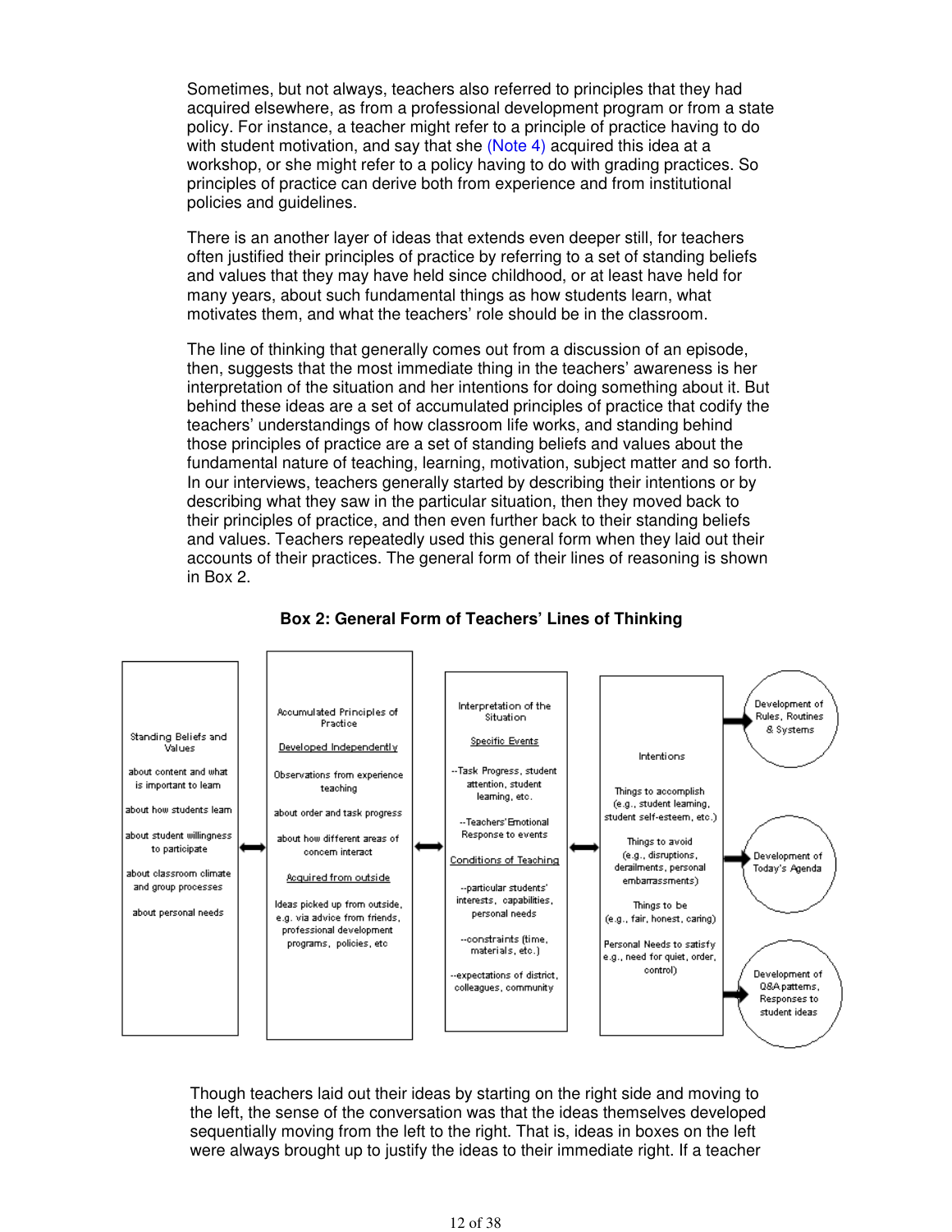Sometimes, but not always, teachers also referred to principles that they had acquired elsewhere, as from a professional development program or from a state policy. For instance, a teacher might refer to a principle of practice having to do with student motivation, and say that she (Note 4) acquired this idea at a workshop, or she might refer to a policy having to do with grading practices. So principles of practice can derive both from experience and from institutional policies and guidelines.

There is an another layer of ideas that extends even deeper still, for teachers often justified their principles of practice by referring to a set of standing beliefs and values that they may have held since childhood, or at least have held for many years, about such fundamental things as how students learn, what motivates them, and what the teachers' role should be in the classroom.

The line of thinking that generally comes out from a discussion of an episode, then, suggests that the most immediate thing in the teachers' awareness is her interpretation of the situation and her intentions for doing something about it. But behind these ideas are a set of accumulated principles of practice that codify the teachers' understandings of how classroom life works, and standing behind those principles of practice are a set of standing beliefs and values about the fundamental nature of teaching, learning, motivation, subject matter and so forth. In our interviews, teachers generally started by describing their intentions or by describing what they saw in the particular situation, then they moved back to their principles of practice, and then even further back to their standing beliefs and values. Teachers repeatedly used this general form when they laid out their accounts of their practices. The general form of their lines of reasoning is shown in Box 2.

**Box 2: General Form of Teachers' Lines of Thinking**

| Standing Beliefs and Values | ⟷ | Accumulated Principles of Practice | ⟷ | Interpretation of the Situation | ⟷ | Intentions | → | Outcomes |
|---|---|---|---|---|---|---|---|---|
| about content and what is important to learn<br>about how students learn<br>about student willingness to participate<br>about classroom climate and group processes<br>about personal needs | | Developed Independently<br>Observations from experience teaching<br>about order and task progress<br>about how different areas of concern interact<br><br>Acquired from outside<br>Ideas picked up from outside, e.g. via advice from friends, professional development programs, policies, etc | | Specific Events<br>--Task Progress, student attention, student learning, etc.<br>--Teachers' Emotional Response to events<br><br>Conditions of Teaching<br>--particular students' interests, capabilities, personal needs<br>--constraints (time, materials, etc.)<br>--expectations of district, colleagues, community | | Things to accomplish (e.g., student learning, student self-esteem, etc.)<br>Things to avoid (e.g., disruptions, derailments, personal embarrassments)<br>Things to be (e.g., fair, honest, caring)<br>Personal Needs to satisfy e.g., need for quiet, order, control) | | Development of Rules, Routines & Systems<br>Development of Today's Agenda<br>Development of Q&A patterns, Responses to student ideas |

Though teachers laid out their ideas by starting on the right side and moving to the left, the sense of the conversation was that the ideas themselves developed sequentially moving from the left to the right. That is, ideas in boxes on the left were always brought up to justify the ideas to their immediate right. If a teacher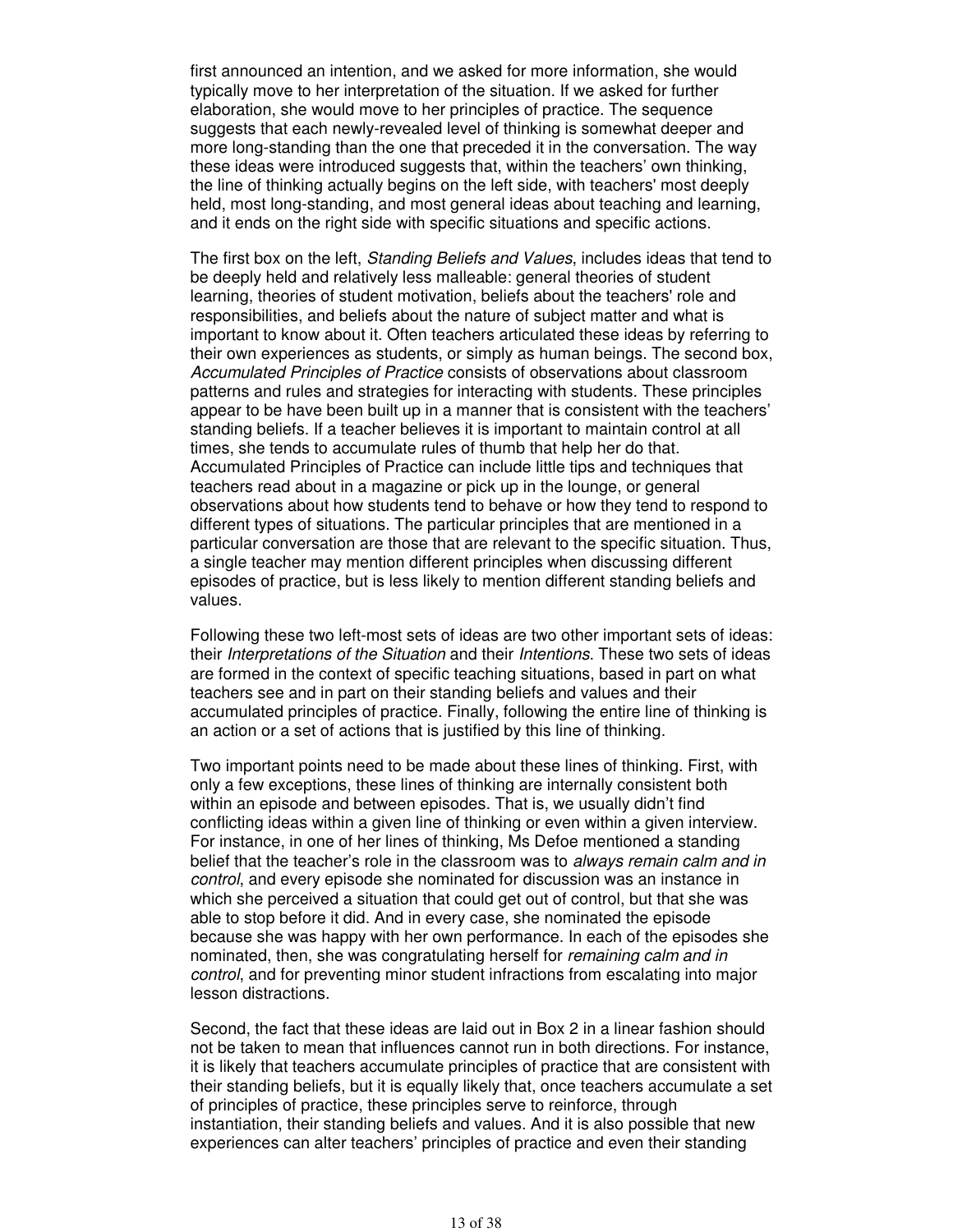first announced an intention, and we asked for more information, she would typically move to her interpretation of the situation. If we asked for further elaboration, she would move to her principles of practice. The sequence suggests that each newly-revealed level of thinking is somewhat deeper and more long-standing than the one that preceded it in the conversation. The way these ideas were introduced suggests that, within the teachers' own thinking, the line of thinking actually begins on the left side, with teachers' most deeply held, most long-standing, and most general ideas about teaching and learning, and it ends on the right side with specific situations and specific actions.

The first box on the left, *Standing Beliefs and Values*, includes ideas that tend to be deeply held and relatively less malleable: general theories of student learning, theories of student motivation, beliefs about the teachers' role and responsibilities, and beliefs about the nature of subject matter and what is important to know about it. Often teachers articulated these ideas by referring to their own experiences as students, or simply as human beings. The second box, *Accumulated Principles of Practice* consists of observations about classroom patterns and rules and strategies for interacting with students. These principles appear to be have been built up in a manner that is consistent with the teachers' standing beliefs. If a teacher believes it is important to maintain control at all times, she tends to accumulate rules of thumb that help her do that. Accumulated Principles of Practice can include little tips and techniques that teachers read about in a magazine or pick up in the lounge, or general observations about how students tend to behave or how they tend to respond to different types of situations. The particular principles that are mentioned in a particular conversation are those that are relevant to the specific situation. Thus, a single teacher may mention different principles when discussing different episodes of practice, but is less likely to mention different standing beliefs and values.

Following these two left-most sets of ideas are two other important sets of ideas: their *Interpretations of the Situation* and their *Intentions*. These two sets of ideas are formed in the context of specific teaching situations, based in part on what teachers see and in part on their standing beliefs and values and their accumulated principles of practice. Finally, following the entire line of thinking is an action or a set of actions that is justified by this line of thinking.

Two important points need to be made about these lines of thinking. First, with only a few exceptions, these lines of thinking are internally consistent both within an episode and between episodes. That is, we usually didn't find conflicting ideas within a given line of thinking or even within a given interview. For instance, in one of her lines of thinking, Ms Defoe mentioned a standing belief that the teacher's role in the classroom was to *always remain calm and in control*, and every episode she nominated for discussion was an instance in which she perceived a situation that could get out of control, but that she was able to stop before it did. And in every case, she nominated the episode because she was happy with her own performance. In each of the episodes she nominated, then, she was congratulating herself for *remaining calm and in control*, and for preventing minor student infractions from escalating into major lesson distractions.

Second, the fact that these ideas are laid out in Box 2 in a linear fashion should not be taken to mean that influences cannot run in both directions. For instance, it is likely that teachers accumulate principles of practice that are consistent with their standing beliefs, but it is equally likely that, once teachers accumulate a set of principles of practice, these principles serve to reinforce, through instantiation, their standing beliefs and values. And it is also possible that new experiences can alter teachers' principles of practice and even their standing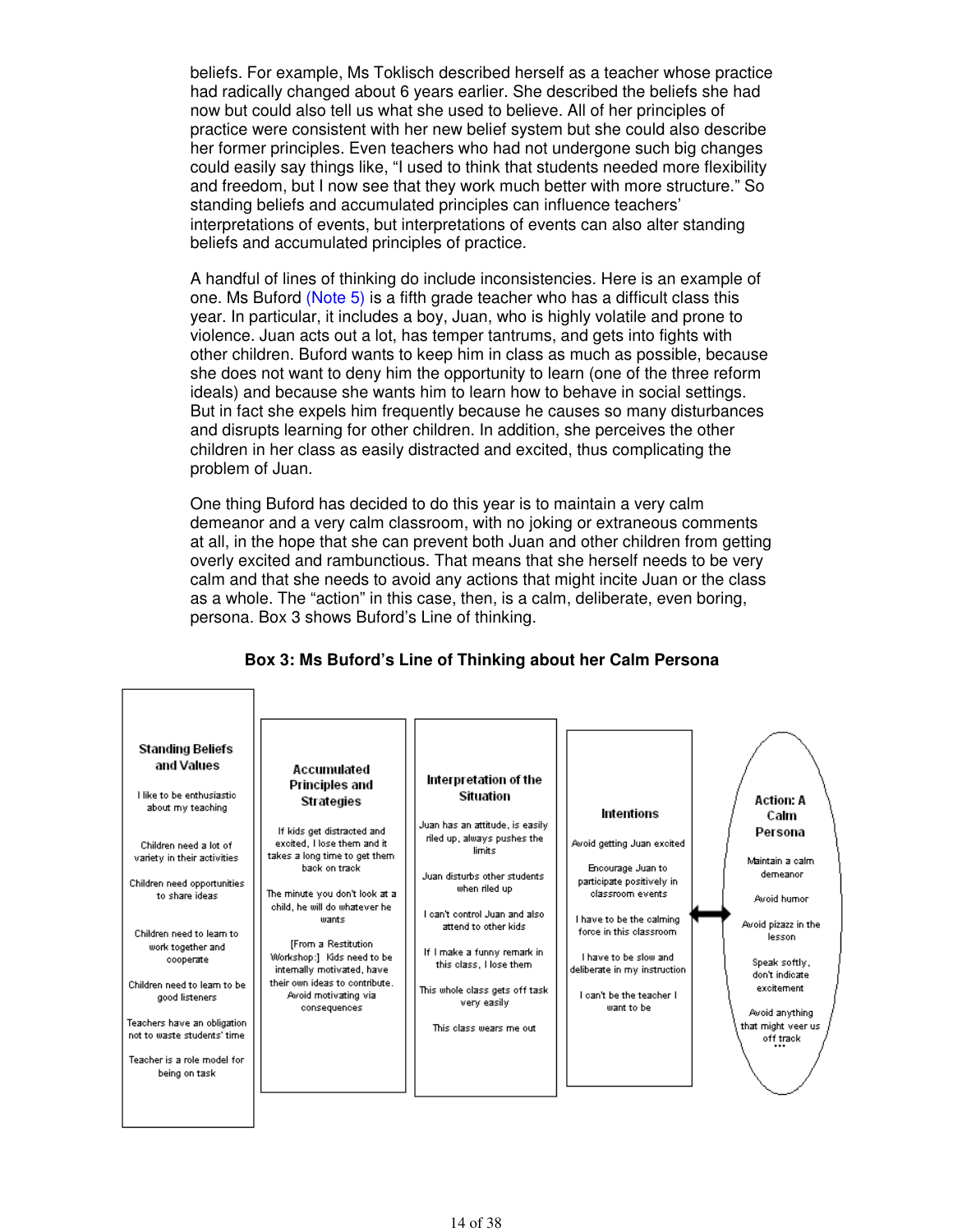beliefs. For example, Ms Toklisch described herself as a teacher whose practice had radically changed about 6 years earlier. She described the beliefs she had now but could also tell us what she used to believe. All of her principles of practice were consistent with her new belief system but she could also describe her former principles. Even teachers who had not undergone such big changes could easily say things like, "I used to think that students needed more flexibility and freedom, but I now see that they work much better with more structure." So standing beliefs and accumulated principles can influence teachers' interpretations of events, but interpretations of events can also alter standing beliefs and accumulated principles of practice.

A handful of lines of thinking do include inconsistencies. Here is an example of one. Ms Buford (Note 5) is a fifth grade teacher who has a difficult class this year. In particular, it includes a boy, Juan, who is highly volatile and prone to violence. Juan acts out a lot, has temper tantrums, and gets into fights with other children. Buford wants to keep him in class as much as possible, because she does not want to deny him the opportunity to learn (one of the three reform ideals) and because she wants him to learn how to behave in social settings. But in fact she expels him frequently because he causes so many disturbances and disrupts learning for other children. In addition, she perceives the other children in her class as easily distracted and excited, thus complicating the problem of Juan.

One thing Buford has decided to do this year is to maintain a very calm demeanor and a very calm classroom, with no joking or extraneous comments at all, in the hope that she can prevent both Juan and other children from getting overly excited and rambunctious. That means that she herself needs to be very calm and that she needs to avoid any actions that might incite Juan or the class as a whole. The "action" in this case, then, is a calm, deliberate, even boring, persona. Box 3 shows Buford's Line of thinking.

**Box 3: Ms Buford's Line of Thinking about her Calm Persona**

| Standing Beliefs and Values | Accumulated Principles and Strategies | Interpretation of the Situation | Intentions | Action: A Calm Persona |
|---|---|---|---|---|
| I like to be enthusiastic about my teaching | If kids get distracted and excited, I lose them and it takes a long time to get them back on track | Juan has an attitude, is easily riled up, always pushes the limits | Avoid getting Juan excited | Maintain a calm demeanor |
| Children need a lot of variety in their activities | The minute you don't look at a child, he will do whatever he wants | Juan disturbs other students when riled up | Encourage Juan to participate positively in classroom events | Avoid humor |
| Children need opportunities to share ideas | [From a Restitution Workshop:] Kids need to be internally motivated, have their own ideas to contribute. Avoid motivating via consequences | I can't control Juan and also attend to other kids | I have to be the calming force in this classroom | Avoid pizazz in the lesson |
| Children need to learn to work together and cooperate | | If I make a funny remark in this class, I lose them | I have to be slow and deliberate in my instruction | Speak softly, don't indicate excitement |
| Children need to learn to be good listeners | | This whole class gets off task very easily | I can't be the teacher I want to be | Avoid anything that might veer us off track … |
| Teachers have an obligation not to waste students' time | | This class wears me out | | |
| Teacher is a role model for being on task | | | | |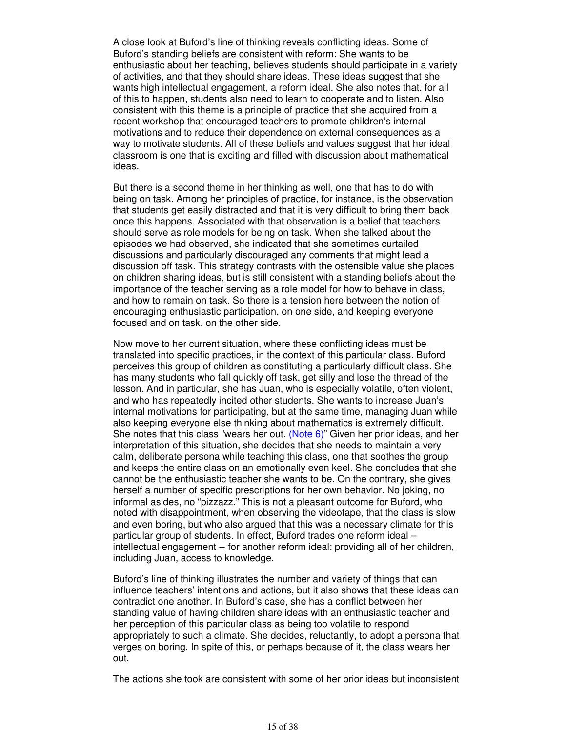A close look at Buford's line of thinking reveals conflicting ideas. Some of Buford's standing beliefs are consistent with reform: She wants to be enthusiastic about her teaching, believes students should participate in a variety of activities, and that they should share ideas. These ideas suggest that she wants high intellectual engagement, a reform ideal. She also notes that, for all of this to happen, students also need to learn to cooperate and to listen. Also consistent with this theme is a principle of practice that she acquired from a recent workshop that encouraged teachers to promote children's internal motivations and to reduce their dependence on external consequences as a way to motivate students. All of these beliefs and values suggest that her ideal classroom is one that is exciting and filled with discussion about mathematical ideas.

But there is a second theme in her thinking as well, one that has to do with being on task. Among her principles of practice, for instance, is the observation that students get easily distracted and that it is very difficult to bring them back once this happens. Associated with that observation is a belief that teachers should serve as role models for being on task. When she talked about the episodes we had observed, she indicated that she sometimes curtailed discussions and particularly discouraged any comments that might lead a discussion off task. This strategy contrasts with the ostensible value she places on children sharing ideas, but is still consistent with a standing beliefs about the importance of the teacher serving as a role model for how to behave in class, and how to remain on task. So there is a tension here between the notion of encouraging enthusiastic participation, on one side, and keeping everyone focused and on task, on the other side.

Now move to her current situation, where these conflicting ideas must be translated into specific practices, in the context of this particular class. Buford perceives this group of children as constituting a particularly difficult class. She has many students who fall quickly off task, get silly and lose the thread of the lesson. And in particular, she has Juan, who is especially volatile, often violent, and who has repeatedly incited other students. She wants to increase Juan's internal motivations for participating, but at the same time, managing Juan while also keeping everyone else thinking about mathematics is extremely difficult. She notes that this class "wears her out. (Note 6)" Given her prior ideas, and her interpretation of this situation, she decides that she needs to maintain a very calm, deliberate persona while teaching this class, one that soothes the group and keeps the entire class on an emotionally even keel. She concludes that she cannot be the enthusiastic teacher she wants to be. On the contrary, she gives herself a number of specific prescriptions for her own behavior. No joking, no informal asides, no "pizzazz." This is not a pleasant outcome for Buford, who noted with disappointment, when observing the videotape, that the class is slow and even boring, but who also argued that this was a necessary climate for this particular group of students. In effect, Buford trades one reform ideal – intellectual engagement -- for another reform ideal: providing all of her children, including Juan, access to knowledge.

Buford's line of thinking illustrates the number and variety of things that can influence teachers' intentions and actions, but it also shows that these ideas can contradict one another. In Buford's case, she has a conflict between her standing value of having children share ideas with an enthusiastic teacher and her perception of this particular class as being too volatile to respond appropriately to such a climate. She decides, reluctantly, to adopt a persona that verges on boring. In spite of this, or perhaps because of it, the class wears her out.

The actions she took are consistent with some of her prior ideas but inconsistent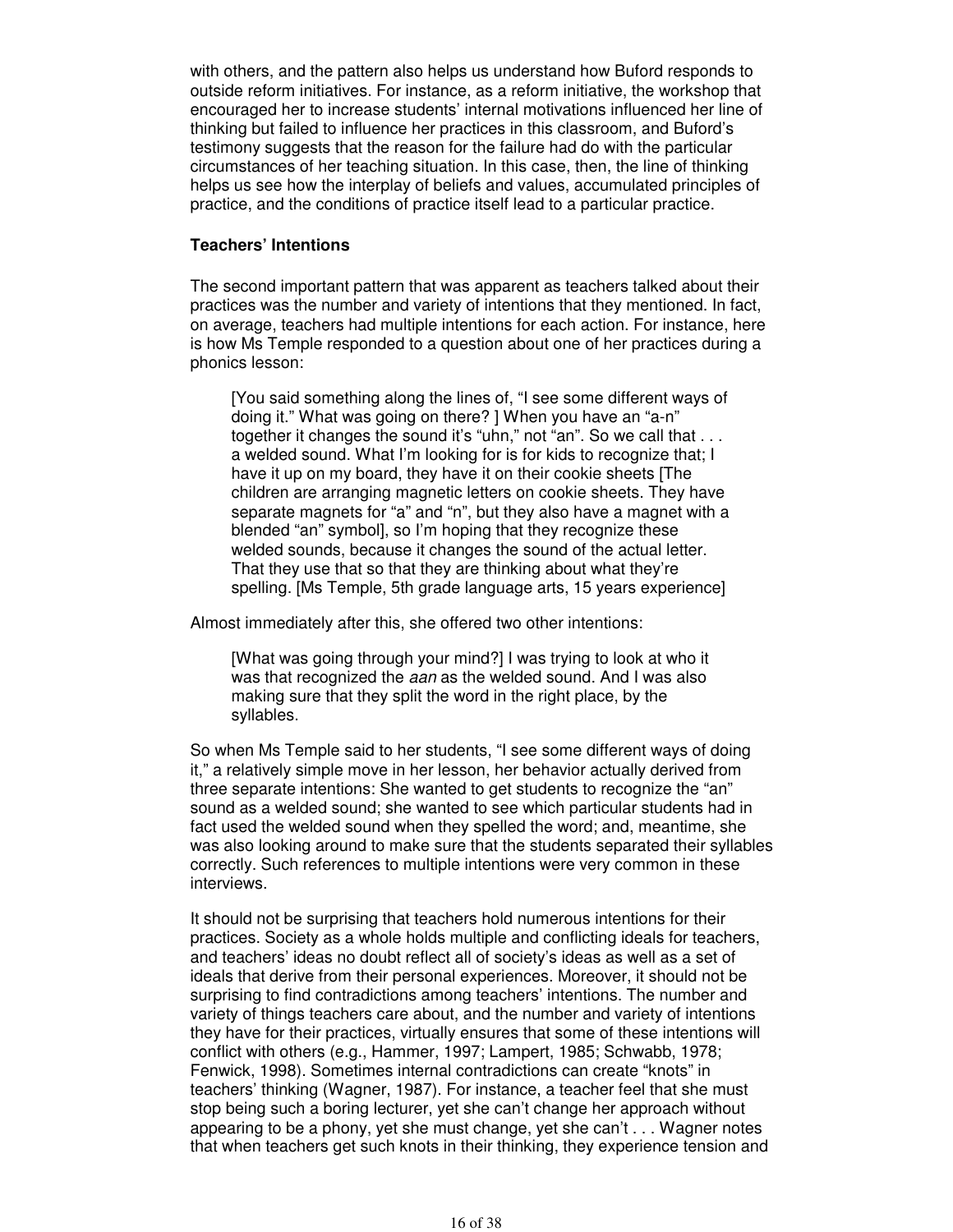with others, and the pattern also helps us understand how Buford responds to outside reform initiatives. For instance, as a reform initiative, the workshop that encouraged her to increase students' internal motivations influenced her line of thinking but failed to influence her practices in this classroom, and Buford's testimony suggests that the reason for the failure had do with the particular circumstances of her teaching situation. In this case, then, the line of thinking helps us see how the interplay of beliefs and values, accumulated principles of practice, and the conditions of practice itself lead to a particular practice.

**Teachers' Intentions**

The second important pattern that was apparent as teachers talked about their practices was the number and variety of intentions that they mentioned. In fact, on average, teachers had multiple intentions for each action. For instance, here is how Ms Temple responded to a question about one of her practices during a phonics lesson:

> [You said something along the lines of, "I see some different ways of doing it." What was going on there? ] When you have an "a-n" together it changes the sound it's "uhn," not "an". So we call that . . . a welded sound. What I'm looking for is for kids to recognize that; I have it up on my board, they have it on their cookie sheets [The children are arranging magnetic letters on cookie sheets. They have separate magnets for "a" and "n", but they also have a magnet with a blended "an" symbol], so I'm hoping that they recognize these welded sounds, because it changes the sound of the actual letter. That they use that so that they are thinking about what they're spelling. [Ms Temple, 5th grade language arts, 15 years experience]

Almost immediately after this, she offered two other intentions:

> [What was going through your mind?] I was trying to look at who it was that recognized the *aan* as the welded sound. And I was also making sure that they split the word in the right place, by the syllables.

So when Ms Temple said to her students, "I see some different ways of doing it," a relatively simple move in her lesson, her behavior actually derived from three separate intentions: She wanted to get students to recognize the "an" sound as a welded sound; she wanted to see which particular students had in fact used the welded sound when they spelled the word; and, meantime, she was also looking around to make sure that the students separated their syllables correctly. Such references to multiple intentions were very common in these interviews.

It should not be surprising that teachers hold numerous intentions for their practices. Society as a whole holds multiple and conflicting ideals for teachers, and teachers' ideas no doubt reflect all of society's ideas as well as a set of ideals that derive from their personal experiences. Moreover, it should not be surprising to find contradictions among teachers' intentions. The number and variety of things teachers care about, and the number and variety of intentions they have for their practices, virtually ensures that some of these intentions will conflict with others (e.g., Hammer, 1997; Lampert, 1985; Schwabb, 1978; Fenwick, 1998). Sometimes internal contradictions can create "knots" in teachers' thinking (Wagner, 1987). For instance, a teacher feel that she must stop being such a boring lecturer, yet she can't change her approach without appearing to be a phony, yet she must change, yet she can't . . . Wagner notes that when teachers get such knots in their thinking, they experience tension and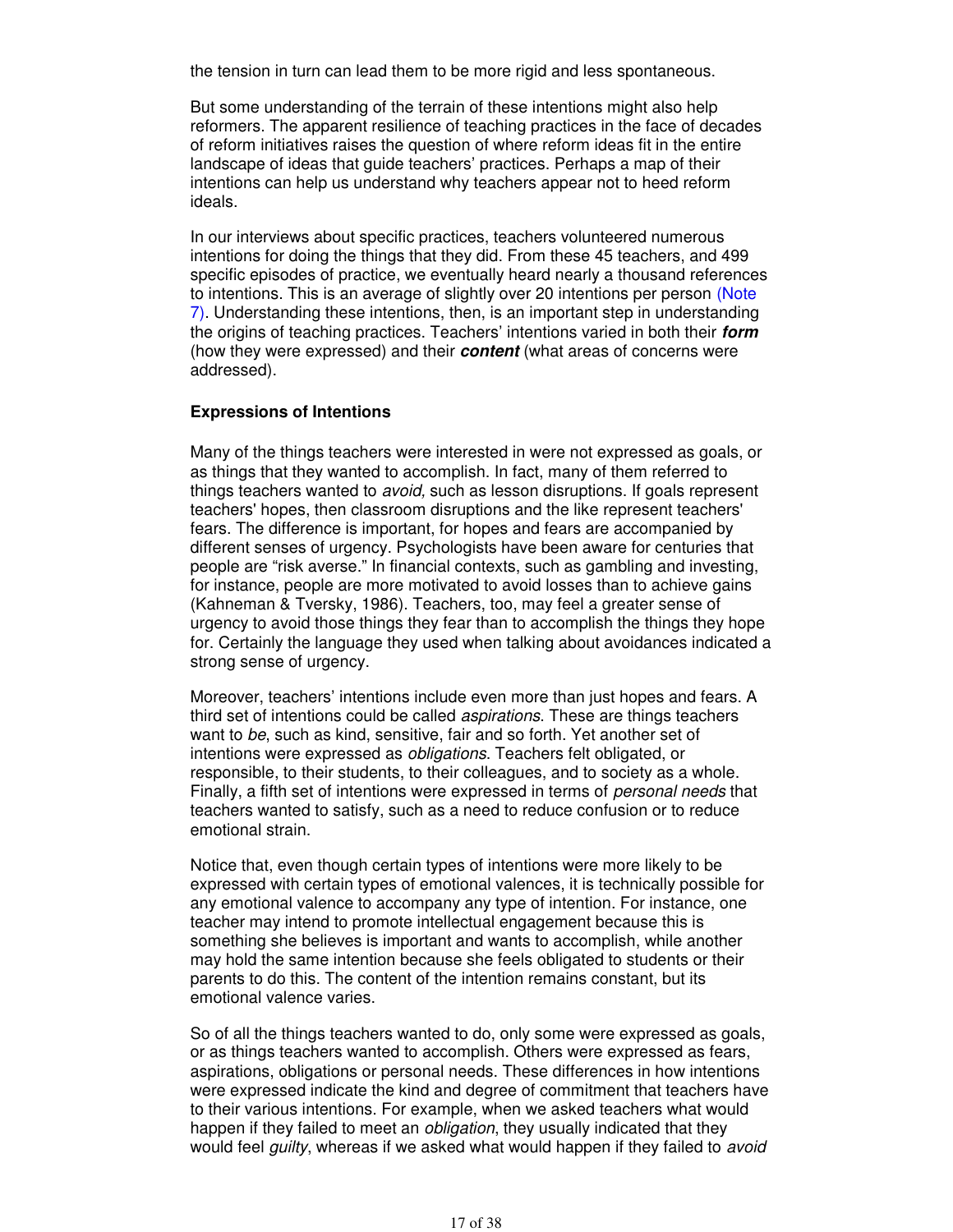the tension in turn can lead them to be more rigid and less spontaneous.

But some understanding of the terrain of these intentions might also help reformers. The apparent resilience of teaching practices in the face of decades of reform initiatives raises the question of where reform ideas fit in the entire landscape of ideas that guide teachers' practices. Perhaps a map of their intentions can help us understand why teachers appear not to heed reform ideals.

In our interviews about specific practices, teachers volunteered numerous intentions for doing the things that they did. From these 45 teachers, and 499 specific episodes of practice, we eventually heard nearly a thousand references to intentions. This is an average of slightly over 20 intentions per person (Note 7). Understanding these intentions, then, is an important step in understanding the origins of teaching practices. Teachers' intentions varied in both their ***form*** (how they were expressed) and their ***content*** (what areas of concerns were addressed).

### Expressions of Intentions

Many of the things teachers were interested in were not expressed as goals, or as things that they wanted to accomplish. In fact, many of them referred to things teachers wanted to *avoid,* such as lesson disruptions. If goals represent teachers' hopes, then classroom disruptions and the like represent teachers' fears. The difference is important, for hopes and fears are accompanied by different senses of urgency. Psychologists have been aware for centuries that people are "risk averse." In financial contexts, such as gambling and investing, for instance, people are more motivated to avoid losses than to achieve gains (Kahneman & Tversky, 1986). Teachers, too, may feel a greater sense of urgency to avoid those things they fear than to accomplish the things they hope for. Certainly the language they used when talking about avoidances indicated a strong sense of urgency.

Moreover, teachers' intentions include even more than just hopes and fears. A third set of intentions could be called *aspirations*. These are things teachers want to *be*, such as kind, sensitive, fair and so forth. Yet another set of intentions were expressed as *obligations*. Teachers felt obligated, or responsible, to their students, to their colleagues, and to society as a whole. Finally, a fifth set of intentions were expressed in terms of *personal needs* that teachers wanted to satisfy, such as a need to reduce confusion or to reduce emotional strain.

Notice that, even though certain types of intentions were more likely to be expressed with certain types of emotional valences, it is technically possible for any emotional valence to accompany any type of intention. For instance, one teacher may intend to promote intellectual engagement because this is something she believes is important and wants to accomplish, while another may hold the same intention because she feels obligated to students or their parents to do this. The content of the intention remains constant, but its emotional valence varies.

So of all the things teachers wanted to do, only some were expressed as goals, or as things teachers wanted to accomplish. Others were expressed as fears, aspirations, obligations or personal needs. These differences in how intentions were expressed indicate the kind and degree of commitment that teachers have to their various intentions. For example, when we asked teachers what would happen if they failed to meet an *obligation*, they usually indicated that they would feel *guilty*, whereas if we asked what would happen if they failed to *avoid*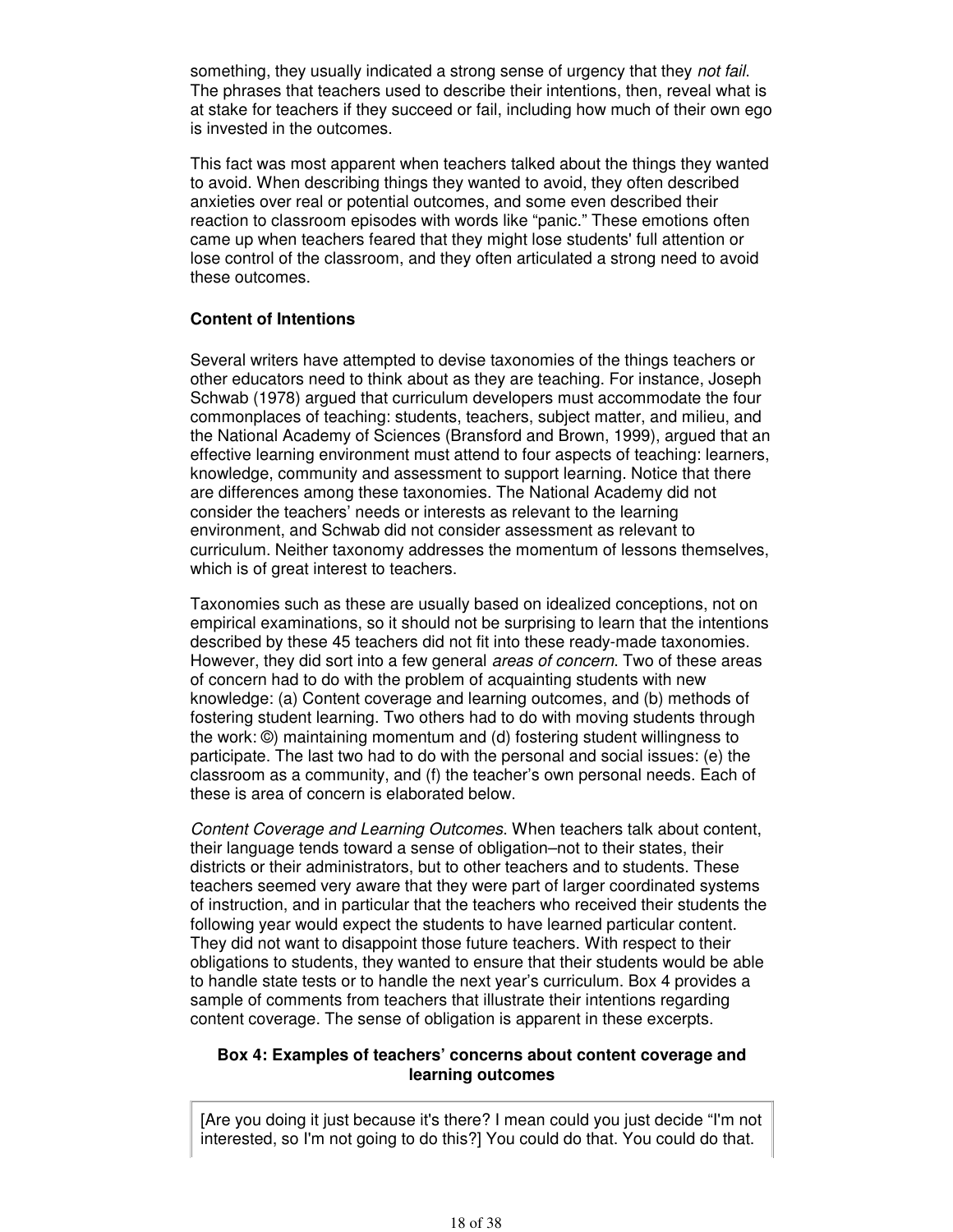something, they usually indicated a strong sense of urgency that they *not fail*. The phrases that teachers used to describe their intentions, then, reveal what is at stake for teachers if they succeed or fail, including how much of their own ego is invested in the outcomes.

This fact was most apparent when teachers talked about the things they wanted to avoid. When describing things they wanted to avoid, they often described anxieties over real or potential outcomes, and some even described their reaction to classroom episodes with words like "panic." These emotions often came up when teachers feared that they might lose students' full attention or lose control of the classroom, and they often articulated a strong need to avoid these outcomes.

### Content of Intentions

Several writers have attempted to devise taxonomies of the things teachers or other educators need to think about as they are teaching. For instance, Joseph Schwab (1978) argued that curriculum developers must accommodate the four commonplaces of teaching: students, teachers, subject matter, and milieu, and the National Academy of Sciences (Bransford and Brown, 1999), argued that an effective learning environment must attend to four aspects of teaching: learners, knowledge, community and assessment to support learning. Notice that there are differences among these taxonomies. The National Academy did not consider the teachers' needs or interests as relevant to the learning environment, and Schwab did not consider assessment as relevant to curriculum. Neither taxonomy addresses the momentum of lessons themselves, which is of great interest to teachers.

Taxonomies such as these are usually based on idealized conceptions, not on empirical examinations, so it should not be surprising to learn that the intentions described by these 45 teachers did not fit into these ready-made taxonomies. However, they did sort into a few general *areas of concern*. Two of these areas of concern had to do with the problem of acquainting students with new knowledge: (a) Content coverage and learning outcomes, and (b) methods of fostering student learning. Two others had to do with moving students through the work: ©) maintaining momentum and (d) fostering student willingness to participate. The last two had to do with the personal and social issues: (e) the classroom as a community, and (f) the teacher's own personal needs. Each of these is area of concern is elaborated below.

*Content Coverage and Learning Outcomes*. When teachers talk about content, their language tends toward a sense of obligation–not to their states, their districts or their administrators, but to other teachers and to students. These teachers seemed very aware that they were part of larger coordinated systems of instruction, and in particular that the teachers who received their students the following year would expect the students to have learned particular content. They did not want to disappoint those future teachers. With respect to their obligations to students, they wanted to ensure that their students would be able to handle state tests or to handle the next year's curriculum. Box 4 provides a sample of comments from teachers that illustrate their intentions regarding content coverage. The sense of obligation is apparent in these excerpts.

**Box 4: Examples of teachers' concerns about content coverage and learning outcomes**

[Are you doing it just because it's there? I mean could you just decide "I'm not interested, so I'm not going to do this?] You could do that. You could do that.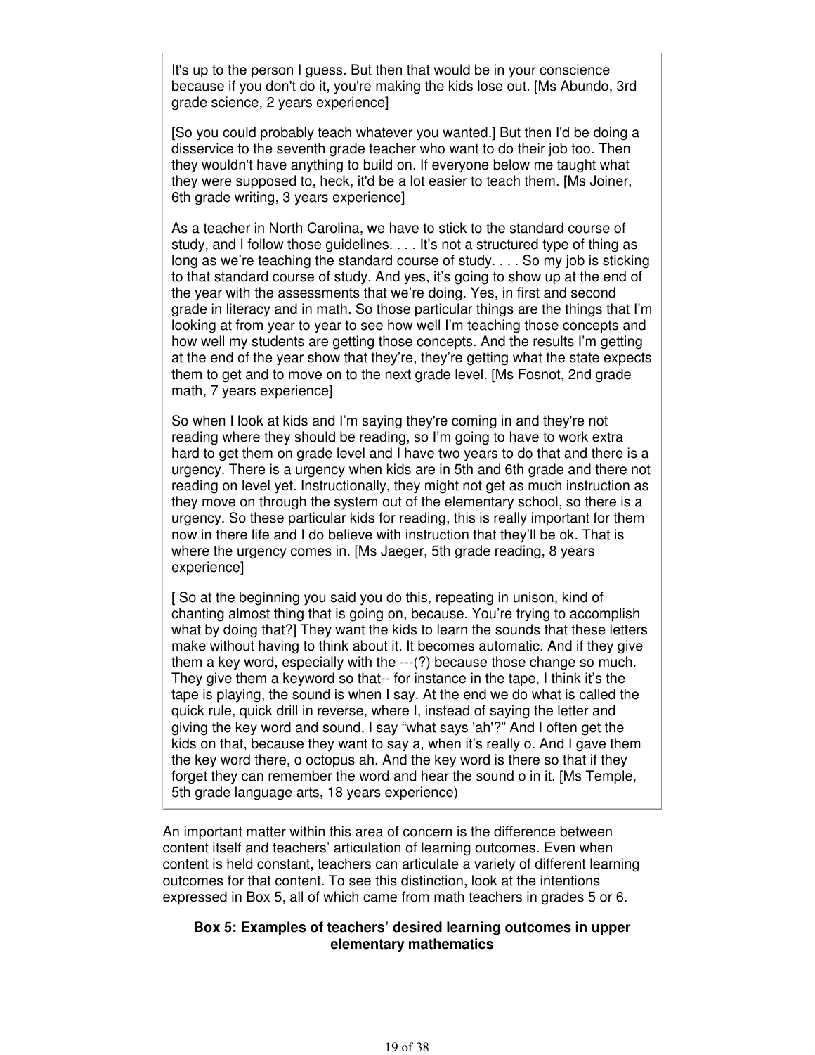It's up to the person I guess. But then that would be in your conscience because if you don't do it, you're making the kids lose out. [Ms Abundo, 3rd grade science, 2 years experience]

[So you could probably teach whatever you wanted.] But then I'd be doing a disservice to the seventh grade teacher who want to do their job too. Then they wouldn't have anything to build on. If everyone below me taught what they were supposed to, heck, it'd be a lot easier to teach them. [Ms Joiner, 6th grade writing, 3 years experience]

As a teacher in North Carolina, we have to stick to the standard course of study, and I follow those guidelines. . . . It's not a structured type of thing as long as we're teaching the standard course of study. . . . So my job is sticking to that standard course of study. And yes, it's going to show up at the end of the year with the assessments that we're doing. Yes, in first and second grade in literacy and in math. So those particular things are the things that I'm looking at from year to year to see how well I'm teaching those concepts and how well my students are getting those concepts. And the results I'm getting at the end of the year show that they're, they're getting what the state expects them to get and to move on to the next grade level. [Ms Fosnot, 2nd grade math, 7 years experience]

So when I look at kids and I'm saying they're coming in and they're not reading where they should be reading, so I'm going to have to work extra hard to get them on grade level and I have two years to do that and there is a urgency. There is a urgency when kids are in 5th and 6th grade and there not reading on level yet. Instructionally, they might not get as much instruction as they move on through the system out of the elementary school, so there is a urgency. So these particular kids for reading, this is really important for them now in there life and I do believe with instruction that they'll be ok. That is where the urgency comes in. [Ms Jaeger, 5th grade reading, 8 years experience]

[ So at the beginning you said you do this, repeating in unison, kind of chanting almost thing that is going on, because. You're trying to accomplish what by doing that?] They want the kids to learn the sounds that these letters make without having to think about it. It becomes automatic. And if they give them a key word, especially with the ---(?) because those change so much. They give them a keyword so that-- for instance in the tape, I think it's the tape is playing, the sound is when I say. At the end we do what is called the quick rule, quick drill in reverse, where I, instead of saying the letter and giving the key word and sound, I say "what says 'ah'?" And I often get the kids on that, because they want to say a, when it's really o. And I gave them the key word there, o octopus ah. And the key word is there so that if they forget they can remember the word and hear the sound o in it. [Ms Temple, 5th grade language arts, 18 years experience)

An important matter within this area of concern is the difference between content itself and teachers' articulation of learning outcomes. Even when content is held constant, teachers can articulate a variety of different learning outcomes for that content. To see this distinction, look at the intentions expressed in Box 5, all of which came from math teachers in grades 5 or 6.

**Box 5: Examples of teachers' desired learning outcomes in upper elementary mathematics**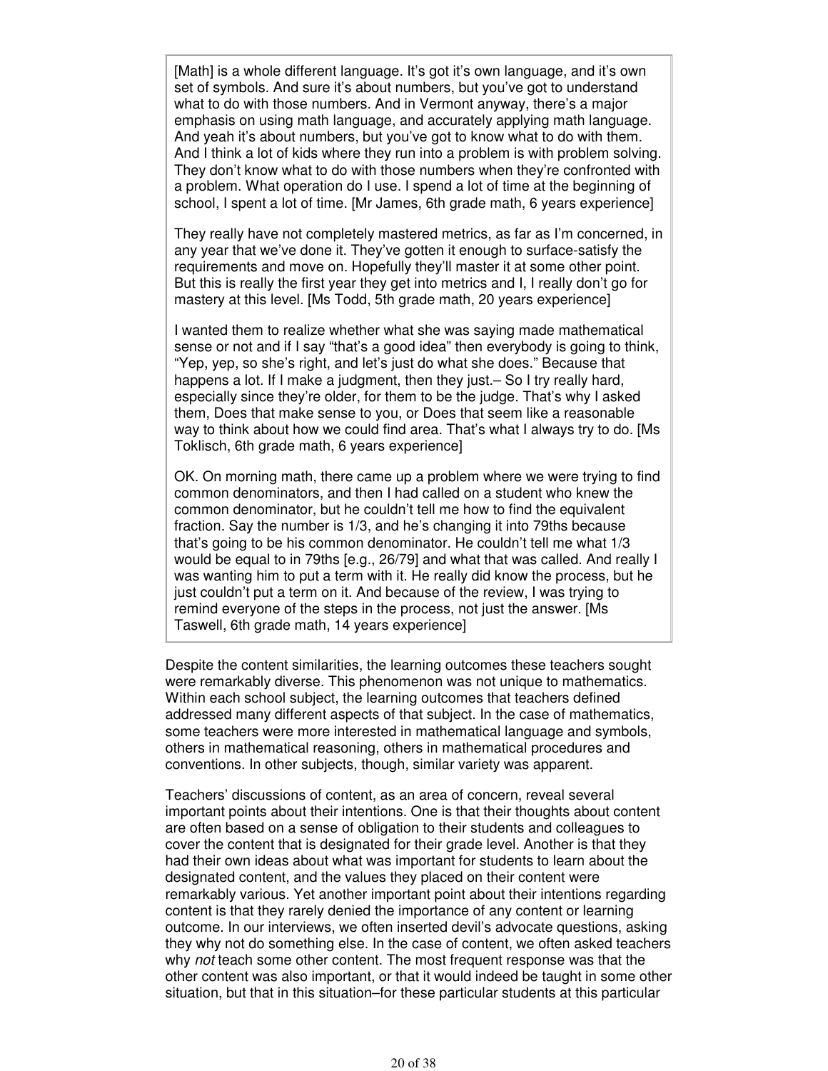> [Math] is a whole different language. It's got it's own language, and it's own set of symbols. And sure it's about numbers, but you've got to understand what to do with those numbers. And in Vermont anyway, there's a major emphasis on using math language, and accurately applying math language. And yeah it's about numbers, but you've got to know what to do with them. And I think a lot of kids where they run into a problem is with problem solving. They don't know what to do with those numbers when they're confronted with a problem. What operation do I use. I spend a lot of time at the beginning of school, I spent a lot of time. [Mr James, 6th grade math, 6 years experience]
>
> They really have not completely mastered metrics, as far as I'm concerned, in any year that we've done it. They've gotten it enough to surface-satisfy the requirements and move on. Hopefully they'll master it at some other point. But this is really the first year they get into metrics and I, I really don't go for mastery at this level. [Ms Todd, 5th grade math, 20 years experience]
>
> I wanted them to realize whether what she was saying made mathematical sense or not and if I say "that's a good idea" then everybody is going to think, "Yep, yep, so she's right, and let's just do what she does." Because that happens a lot. If I make a judgment, then they just.– So I try really hard, especially since they're older, for them to be the judge. That's why I asked them, Does that make sense to you, or Does that seem like a reasonable way to think about how we could find area. That's what I always try to do. [Ms Toklisch, 6th grade math, 6 years experience]
>
> OK. On morning math, there came up a problem where we were trying to find common denominators, and then I had called on a student who knew the common denominator, but he couldn't tell me how to find the equivalent fraction. Say the number is 1/3, and he's changing it into 79ths because that's going to be his common denominator. He couldn't tell me what 1/3 would be equal to in 79ths [e.g., 26/79] and what that was called. And really I was wanting him to put a term with it. He really did know the process, but he just couldn't put a term on it. And because of the review, I was trying to remind everyone of the steps in the process, not just the answer. [Ms Taswell, 6th grade math, 14 years experience]

Despite the content similarities, the learning outcomes these teachers sought were remarkably diverse. This phenomenon was not unique to mathematics. Within each school subject, the learning outcomes that teachers defined addressed many different aspects of that subject. In the case of mathematics, some teachers were more interested in mathematical language and symbols, others in mathematical reasoning, others in mathematical procedures and conventions. In other subjects, though, similar variety was apparent.

Teachers' discussions of content, as an area of concern, reveal several important points about their intentions. One is that their thoughts about content are often based on a sense of obligation to their students and colleagues to cover the content that is designated for their grade level. Another is that they had their own ideas about what was important for students to learn about the designated content, and the values they placed on their content were remarkably various. Yet another important point about their intentions regarding content is that they rarely denied the importance of any content or learning outcome. In our interviews, we often inserted devil's advocate questions, asking they why not do something else. In the case of content, we often asked teachers why *not* teach some other content. The most frequent response was that the other content was also important, or that it would indeed be taught in some other situation, but that in this situation–for these particular students at this particular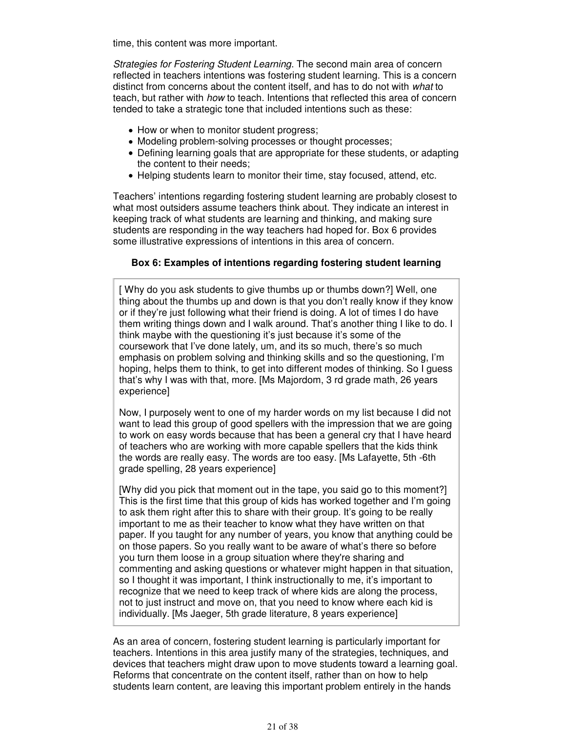time, this content was more important.

*Strategies for Fostering Student Learning*. The second main area of concern reflected in teachers intentions was fostering student learning. This is a concern distinct from concerns about the content itself, and has to do not with *what* to teach, but rather with *how* to teach. Intentions that reflected this area of concern tended to take a strategic tone that included intentions such as these:

- How or when to monitor student progress;
- Modeling problem-solving processes or thought processes;
- Defining learning goals that are appropriate for these students, or adapting the content to their needs;
- Helping students learn to monitor their time, stay focused, attend, etc.

Teachers' intentions regarding fostering student learning are probably closest to what most outsiders assume teachers think about. They indicate an interest in keeping track of what students are learning and thinking, and making sure students are responding in the way teachers had hoped for. Box 6 provides some illustrative expressions of intentions in this area of concern.

**Box 6: Examples of intentions regarding fostering student learning**

> [ Why do you ask students to give thumbs up or thumbs down?] Well, one thing about the thumbs up and down is that you don't really know if they know or if they're just following what their friend is doing. A lot of times I do have them writing things down and I walk around. That's another thing I like to do. I think maybe with the questioning it's just because it's some of the coursework that I've done lately, um, and its so much, there's so much emphasis on problem solving and thinking skills and so the questioning, I'm hoping, helps them to think, to get into different modes of thinking. So I guess that's why I was with that, more. [Ms Majordom, 3 rd grade math, 26 years experience]
>
> Now, I purposely went to one of my harder words on my list because I did not want to lead this group of good spellers with the impression that we are going to work on easy words because that has been a general cry that I have heard of teachers who are working with more capable spellers that the kids think the words are really easy. The words are too easy. [Ms Lafayette, 5th -6th grade spelling, 28 years experience]
>
> [Why did you pick that moment out in the tape, you said go to this moment?] This is the first time that this group of kids has worked together and I'm going to ask them right after this to share with their group. It's going to be really important to me as their teacher to know what they have written on that paper. If you taught for any number of years, you know that anything could be on those papers. So you really want to be aware of what's there so before you turn them loose in a group situation where they're sharing and commenting and asking questions or whatever might happen in that situation, so I thought it was important, I think instructionally to me, it's important to recognize that we need to keep track of where kids are along the process, not to just instruct and move on, that you need to know where each kid is individually. [Ms Jaeger, 5th grade literature, 8 years experience]

As an area of concern, fostering student learning is particularly important for teachers. Intentions in this area justify many of the strategies, techniques, and devices that teachers might draw upon to move students toward a learning goal. Reforms that concentrate on the content itself, rather than on how to help students learn content, are leaving this important problem entirely in the hands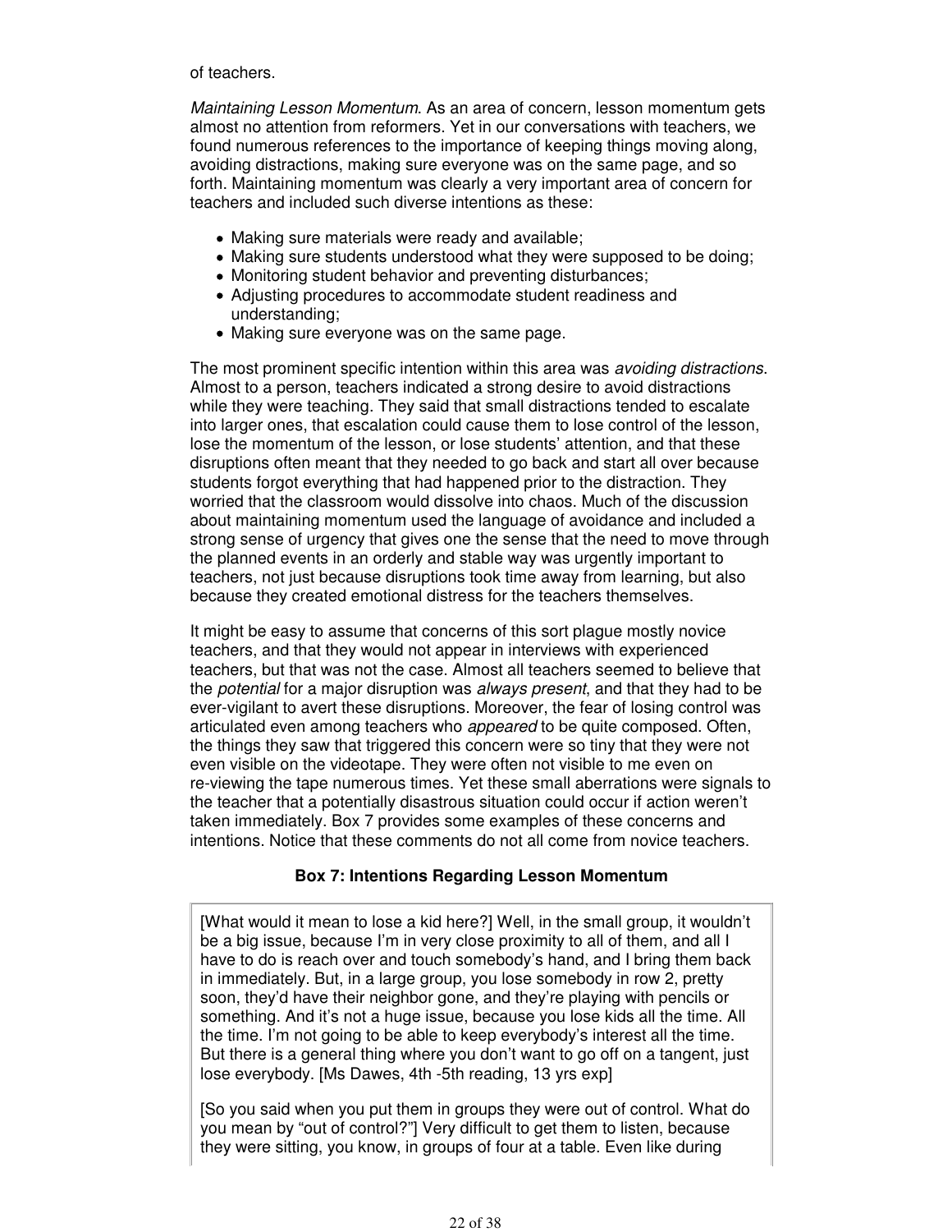of teachers.

*Maintaining Lesson Momentum*. As an area of concern, lesson momentum gets almost no attention from reformers. Yet in our conversations with teachers, we found numerous references to the importance of keeping things moving along, avoiding distractions, making sure everyone was on the same page, and so forth. Maintaining momentum was clearly a very important area of concern for teachers and included such diverse intentions as these:

- Making sure materials were ready and available;
- Making sure students understood what they were supposed to be doing;
- Monitoring student behavior and preventing disturbances;
- Adjusting procedures to accommodate student readiness and understanding;
- Making sure everyone was on the same page.

The most prominent specific intention within this area was *avoiding distractions*. Almost to a person, teachers indicated a strong desire to avoid distractions while they were teaching. They said that small distractions tended to escalate into larger ones, that escalation could cause them to lose control of the lesson, lose the momentum of the lesson, or lose students' attention, and that these disruptions often meant that they needed to go back and start all over because students forgot everything that had happened prior to the distraction. They worried that the classroom would dissolve into chaos. Much of the discussion about maintaining momentum used the language of avoidance and included a strong sense of urgency that gives one the sense that the need to move through the planned events in an orderly and stable way was urgently important to teachers, not just because disruptions took time away from learning, but also because they created emotional distress for the teachers themselves.

It might be easy to assume that concerns of this sort plague mostly novice teachers, and that they would not appear in interviews with experienced teachers, but that was not the case. Almost all teachers seemed to believe that the *potential* for a major disruption was *always present*, and that they had to be ever-vigilant to avert these disruptions. Moreover, the fear of losing control was articulated even among teachers who *appeared* to be quite composed. Often, the things they saw that triggered this concern were so tiny that they were not even visible on the videotape. They were often not visible to me even on re-viewing the tape numerous times. Yet these small aberrations were signals to the teacher that a potentially disastrous situation could occur if action weren't taken immediately. Box 7 provides some examples of these concerns and intentions. Notice that these comments do not all come from novice teachers.

**Box 7: Intentions Regarding Lesson Momentum**

[What would it mean to lose a kid here?] Well, in the small group, it wouldn't be a big issue, because I'm in very close proximity to all of them, and all I have to do is reach over and touch somebody's hand, and I bring them back in immediately. But, in a large group, you lose somebody in row 2, pretty soon, they'd have their neighbor gone, and they're playing with pencils or something. And it's not a huge issue, because you lose kids all the time. All the time. I'm not going to be able to keep everybody's interest all the time. But there is a general thing where you don't want to go off on a tangent, just lose everybody. [Ms Dawes, 4th -5th reading, 13 yrs exp]

[So you said when you put them in groups they were out of control. What do you mean by "out of control?"] Very difficult to get them to listen, because they were sitting, you know, in groups of four at a table. Even like during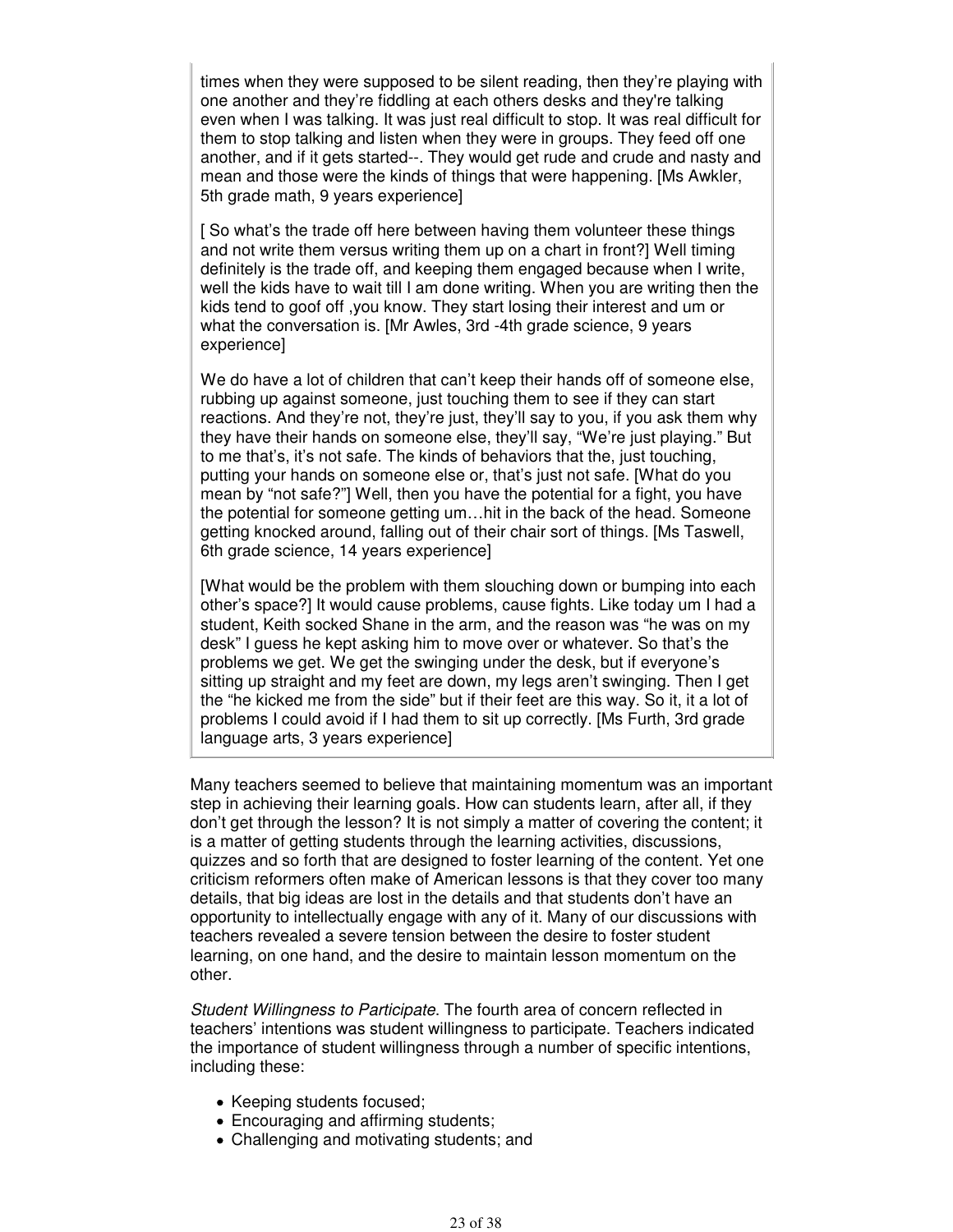> times when they were supposed to be silent reading, then they're playing with one another and they're fiddling at each others desks and they're talking even when I was talking. It was just real difficult to stop. It was real difficult for them to stop talking and listen when they were in groups. They feed off one another, and if it gets started--. They would get rude and crude and nasty and mean and those were the kinds of things that were happening. [Ms Awkler, 5th grade math, 9 years experience]
>
> [ So what's the trade off here between having them volunteer these things and not write them versus writing them up on a chart in front?] Well timing definitely is the trade off, and keeping them engaged because when I write, well the kids have to wait till I am done writing. When you are writing then the kids tend to goof off ,you know. They start losing their interest and um or what the conversation is. [Mr Awles, 3rd -4th grade science, 9 years experience]
>
> We do have a lot of children that can't keep their hands off of someone else, rubbing up against someone, just touching them to see if they can start reactions. And they're not, they're just, they'll say to you, if you ask them why they have their hands on someone else, they'll say, "We're just playing." But to me that's, it's not safe. The kinds of behaviors that the, just touching, putting your hands on someone else or, that's just not safe. [What do you mean by "not safe?"] Well, then you have the potential for a fight, you have the potential for someone getting um…hit in the back of the head. Someone getting knocked around, falling out of their chair sort of things. [Ms Taswell, 6th grade science, 14 years experience]
>
> [What would be the problem with them slouching down or bumping into each other's space?] It would cause problems, cause fights. Like today um I had a student, Keith socked Shane in the arm, and the reason was "he was on my desk" I guess he kept asking him to move over or whatever. So that's the problems we get. We get the swinging under the desk, but if everyone's sitting up straight and my feet are down, my legs aren't swinging. Then I get the "he kicked me from the side" but if their feet are this way. So it, it a lot of problems I could avoid if I had them to sit up correctly. [Ms Furth, 3rd grade language arts, 3 years experience]

Many teachers seemed to believe that maintaining momentum was an important step in achieving their learning goals. How can students learn, after all, if they don't get through the lesson? It is not simply a matter of covering the content; it is a matter of getting students through the learning activities, discussions, quizzes and so forth that are designed to foster learning of the content. Yet one criticism reformers often make of American lessons is that they cover too many details, that big ideas are lost in the details and that students don't have an opportunity to intellectually engage with any of it. Many of our discussions with teachers revealed a severe tension between the desire to foster student learning, on one hand, and the desire to maintain lesson momentum on the other.

*Student Willingness to Participate*. The fourth area of concern reflected in teachers' intentions was student willingness to participate. Teachers indicated the importance of student willingness through a number of specific intentions, including these:

- Keeping students focused;
- Encouraging and affirming students;
- Challenging and motivating students; and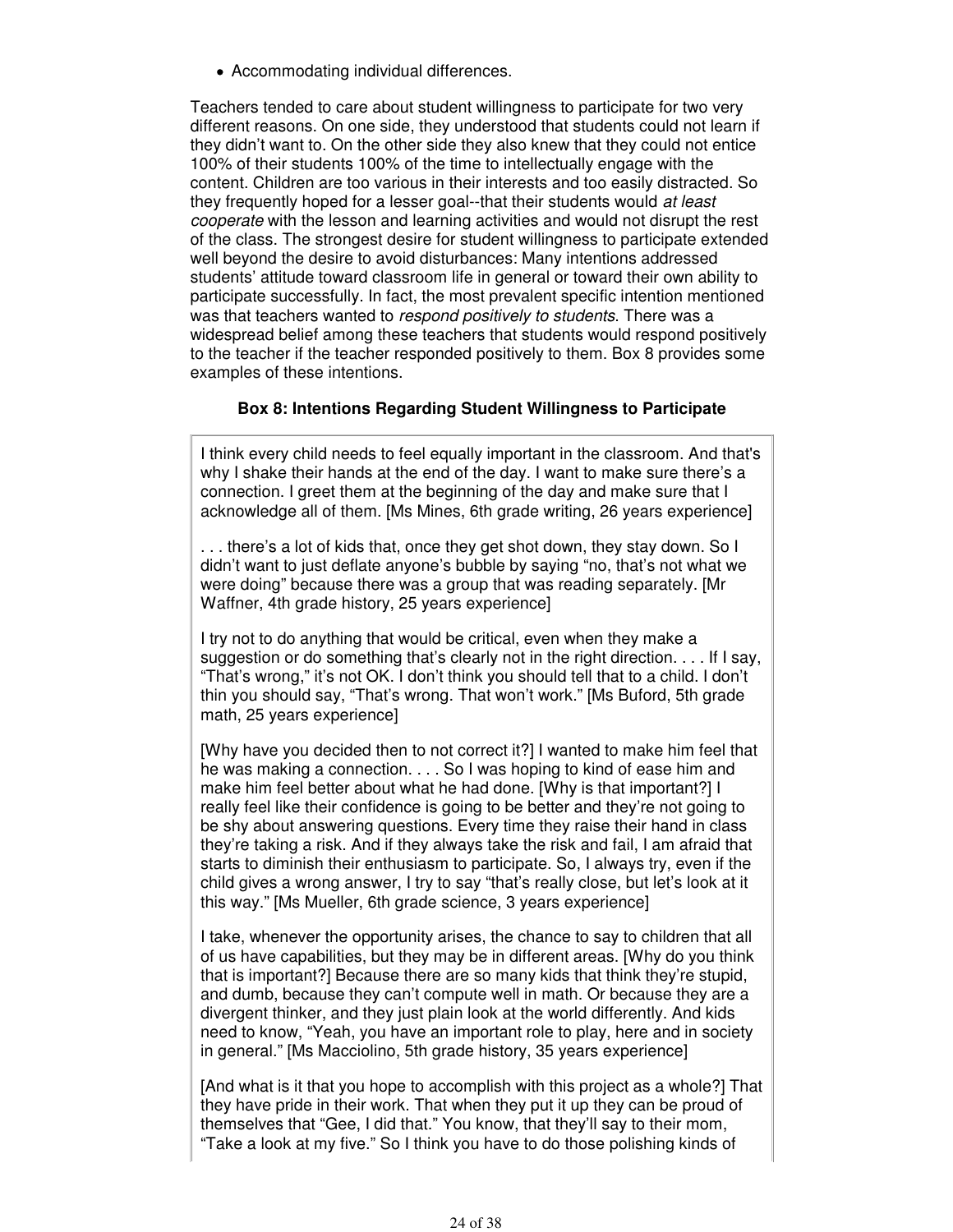- Accommodating individual differences.

Teachers tended to care about student willingness to participate for two very different reasons. On one side, they understood that students could not learn if they didn't want to. On the other side they also knew that they could not entice 100% of their students 100% of the time to intellectually engage with the content. Children are too various in their interests and too easily distracted. So they frequently hoped for a lesser goal--that their students would *at least cooperate* with the lesson and learning activities and would not disrupt the rest of the class. The strongest desire for student willingness to participate extended well beyond the desire to avoid disturbances: Many intentions addressed students' attitude toward classroom life in general or toward their own ability to participate successfully. In fact, the most prevalent specific intention mentioned was that teachers wanted to *respond positively to students*. There was a widespread belief among these teachers that students would respond positively to the teacher if the teacher responded positively to them. Box 8 provides some examples of these intentions.

**Box 8: Intentions Regarding Student Willingness to Participate**

> I think every child needs to feel equally important in the classroom. And that's why I shake their hands at the end of the day. I want to make sure there's a connection. I greet them at the beginning of the day and make sure that I acknowledge all of them. [Ms Mines, 6th grade writing, 26 years experience]
>
> . . . there's a lot of kids that, once they get shot down, they stay down. So I didn't want to just deflate anyone's bubble by saying "no, that's not what we were doing" because there was a group that was reading separately. [Mr Waffner, 4th grade history, 25 years experience]
>
> I try not to do anything that would be critical, even when they make a suggestion or do something that's clearly not in the right direction. . . . If I say, "That's wrong," it's not OK. I don't think you should tell that to a child. I don't thin you should say, "That's wrong. That won't work." [Ms Buford, 5th grade math, 25 years experience]
>
> [Why have you decided then to not correct it?] I wanted to make him feel that he was making a connection. . . . So I was hoping to kind of ease him and make him feel better about what he had done. [Why is that important?] I really feel like their confidence is going to be better and they're not going to be shy about answering questions. Every time they raise their hand in class they're taking a risk. And if they always take the risk and fail, I am afraid that starts to diminish their enthusiasm to participate. So, I always try, even if the child gives a wrong answer, I try to say "that's really close, but let's look at it this way." [Ms Mueller, 6th grade science, 3 years experience]
>
> I take, whenever the opportunity arises, the chance to say to children that all of us have capabilities, but they may be in different areas. [Why do you think that is important?] Because there are so many kids that think they're stupid, and dumb, because they can't compute well in math. Or because they are a divergent thinker, and they just plain look at the world differently. And kids need to know, "Yeah, you have an important role to play, here and in society in general." [Ms Macciolino, 5th grade history, 35 years experience]
>
> [And what is it that you hope to accomplish with this project as a whole?] That they have pride in their work. That when they put it up they can be proud of themselves that "Gee, I did that." You know, that they'll say to their mom, "Take a look at my five." So I think you have to do those polishing kinds of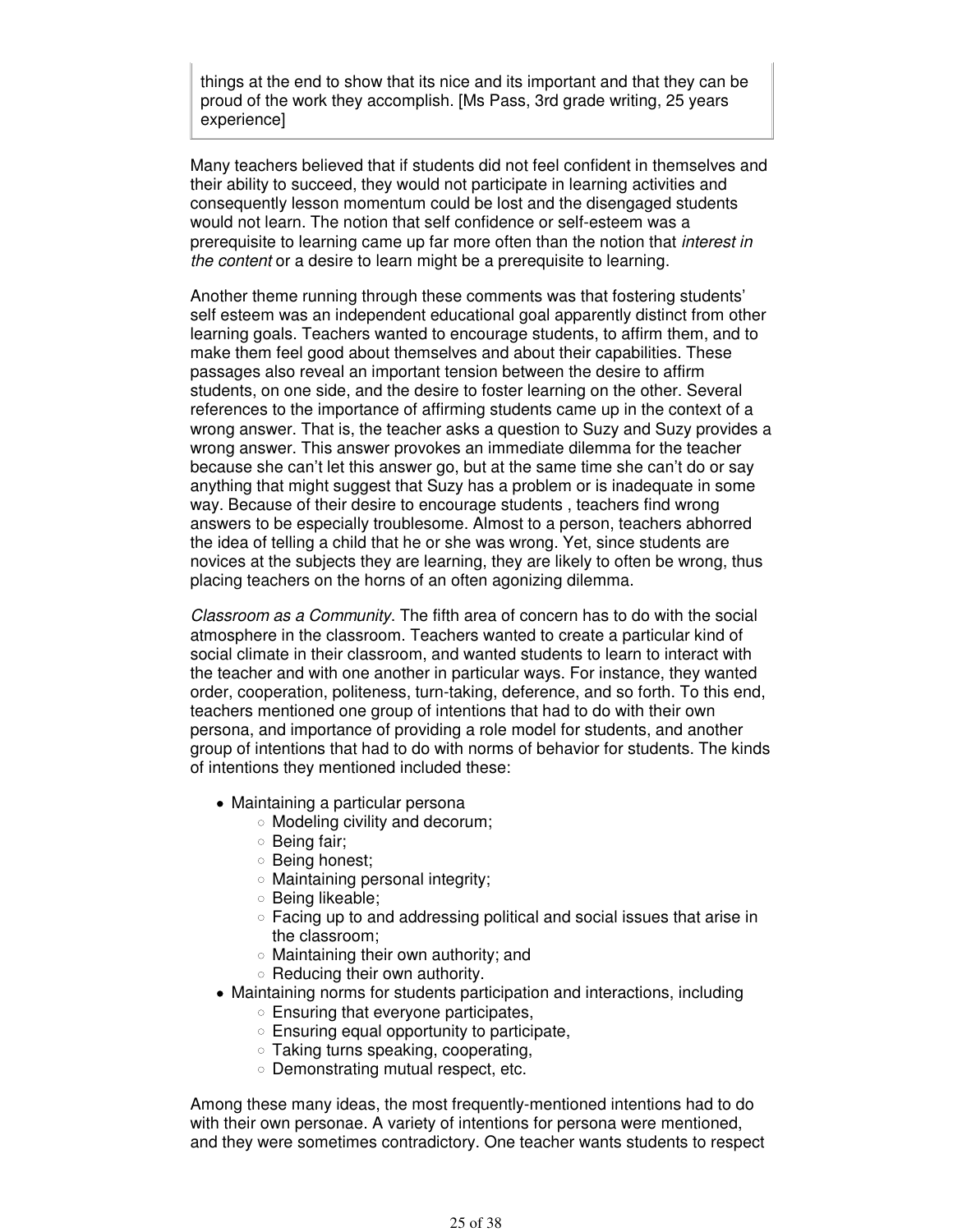> things at the end to show that its nice and its important and that they can be proud of the work they accomplish. [Ms Pass, 3rd grade writing, 25 years experience]

Many teachers believed that if students did not feel confident in themselves and their ability to succeed, they would not participate in learning activities and consequently lesson momentum could be lost and the disengaged students would not learn. The notion that self confidence or self-esteem was a prerequisite to learning came up far more often than the notion that *interest in the content* or a desire to learn might be a prerequisite to learning.

Another theme running through these comments was that fostering students' self esteem was an independent educational goal apparently distinct from other learning goals. Teachers wanted to encourage students, to affirm them, and to make them feel good about themselves and about their capabilities. These passages also reveal an important tension between the desire to affirm students, on one side, and the desire to foster learning on the other. Several references to the importance of affirming students came up in the context of a wrong answer. That is, the teacher asks a question to Suzy and Suzy provides a wrong answer. This answer provokes an immediate dilemma for the teacher because she can't let this answer go, but at the same time she can't do or say anything that might suggest that Suzy has a problem or is inadequate in some way. Because of their desire to encourage students , teachers find wrong answers to be especially troublesome. Almost to a person, teachers abhorred the idea of telling a child that he or she was wrong. Yet, since students are novices at the subjects they are learning, they are likely to often be wrong, thus placing teachers on the horns of an often agonizing dilemma.

*Classroom as a Community*. The fifth area of concern has to do with the social atmosphere in the classroom. Teachers wanted to create a particular kind of social climate in their classroom, and wanted students to learn to interact with the teacher and with one another in particular ways. For instance, they wanted order, cooperation, politeness, turn-taking, deference, and so forth. To this end, teachers mentioned one group of intentions that had to do with their own persona, and importance of providing a role model for students, and another group of intentions that had to do with norms of behavior for students. The kinds of intentions they mentioned included these:

- Maintaining a particular persona
  - Modeling civility and decorum;
  - Being fair;
  - Being honest;
  - Maintaining personal integrity;
  - Being likeable;
  - Facing up to and addressing political and social issues that arise in the classroom;
  - Maintaining their own authority; and
  - Reducing their own authority.
- Maintaining norms for students participation and interactions, including
  - Ensuring that everyone participates,
  - Ensuring equal opportunity to participate,
  - Taking turns speaking, cooperating,
  - Demonstrating mutual respect, etc.

Among these many ideas, the most frequently-mentioned intentions had to do with their own personae. A variety of intentions for persona were mentioned, and they were sometimes contradictory. One teacher wants students to respect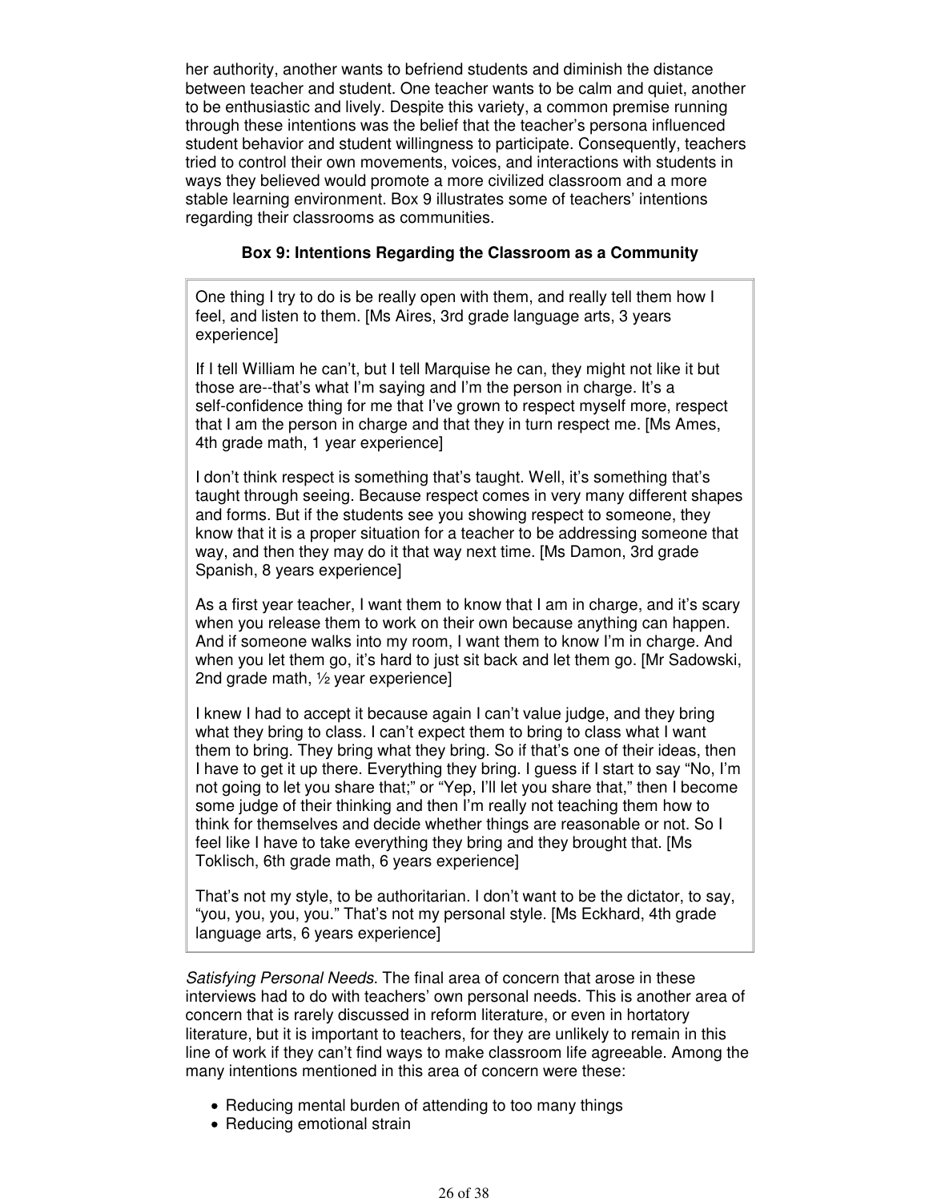her authority, another wants to befriend students and diminish the distance between teacher and student. One teacher wants to be calm and quiet, another to be enthusiastic and lively. Despite this variety, a common premise running through these intentions was the belief that the teacher's persona influenced student behavior and student willingness to participate. Consequently, teachers tried to control their own movements, voices, and interactions with students in ways they believed would promote a more civilized classroom and a more stable learning environment. Box 9 illustrates some of teachers' intentions regarding their classrooms as communities.

**Box 9: Intentions Regarding the Classroom as a Community**

> One thing I try to do is be really open with them, and really tell them how I feel, and listen to them. [Ms Aires, 3rd grade language arts, 3 years experience]
>
> If I tell William he can't, but I tell Marquise he can, they might not like it but those are--that's what I'm saying and I'm the person in charge. It's a self-confidence thing for me that I've grown to respect myself more, respect that I am the person in charge and that they in turn respect me. [Ms Ames, 4th grade math, 1 year experience]
>
> I don't think respect is something that's taught. Well, it's something that's taught through seeing. Because respect comes in very many different shapes and forms. But if the students see you showing respect to someone, they know that it is a proper situation for a teacher to be addressing someone that way, and then they may do it that way next time. [Ms Damon, 3rd grade Spanish, 8 years experience]
>
> As a first year teacher, I want them to know that I am in charge, and it's scary when you release them to work on their own because anything can happen. And if someone walks into my room, I want them to know I'm in charge. And when you let them go, it's hard to just sit back and let them go. [Mr Sadowski, 2nd grade math, ½ year experience]
>
> I knew I had to accept it because again I can't value judge, and they bring what they bring to class. I can't expect them to bring to class what I want them to bring. They bring what they bring. So if that's one of their ideas, then I have to get it up there. Everything they bring. I guess if I start to say "No, I'm not going to let you share that;" or "Yep, I'll let you share that," then I become some judge of their thinking and then I'm really not teaching them how to think for themselves and decide whether things are reasonable or not. So I feel like I have to take everything they bring and they brought that. [Ms Toklisch, 6th grade math, 6 years experience]
>
> That's not my style, to be authoritarian. I don't want to be the dictator, to say, "you, you, you, you." That's not my personal style. [Ms Eckhard, 4th grade language arts, 6 years experience]

*Satisfying Personal Needs*. The final area of concern that arose in these interviews had to do with teachers' own personal needs. This is another area of concern that is rarely discussed in reform literature, or even in hortatory literature, but it is important to teachers, for they are unlikely to remain in this line of work if they can't find ways to make classroom life agreeable. Among the many intentions mentioned in this area of concern were these:

- Reducing mental burden of attending to too many things
- Reducing emotional strain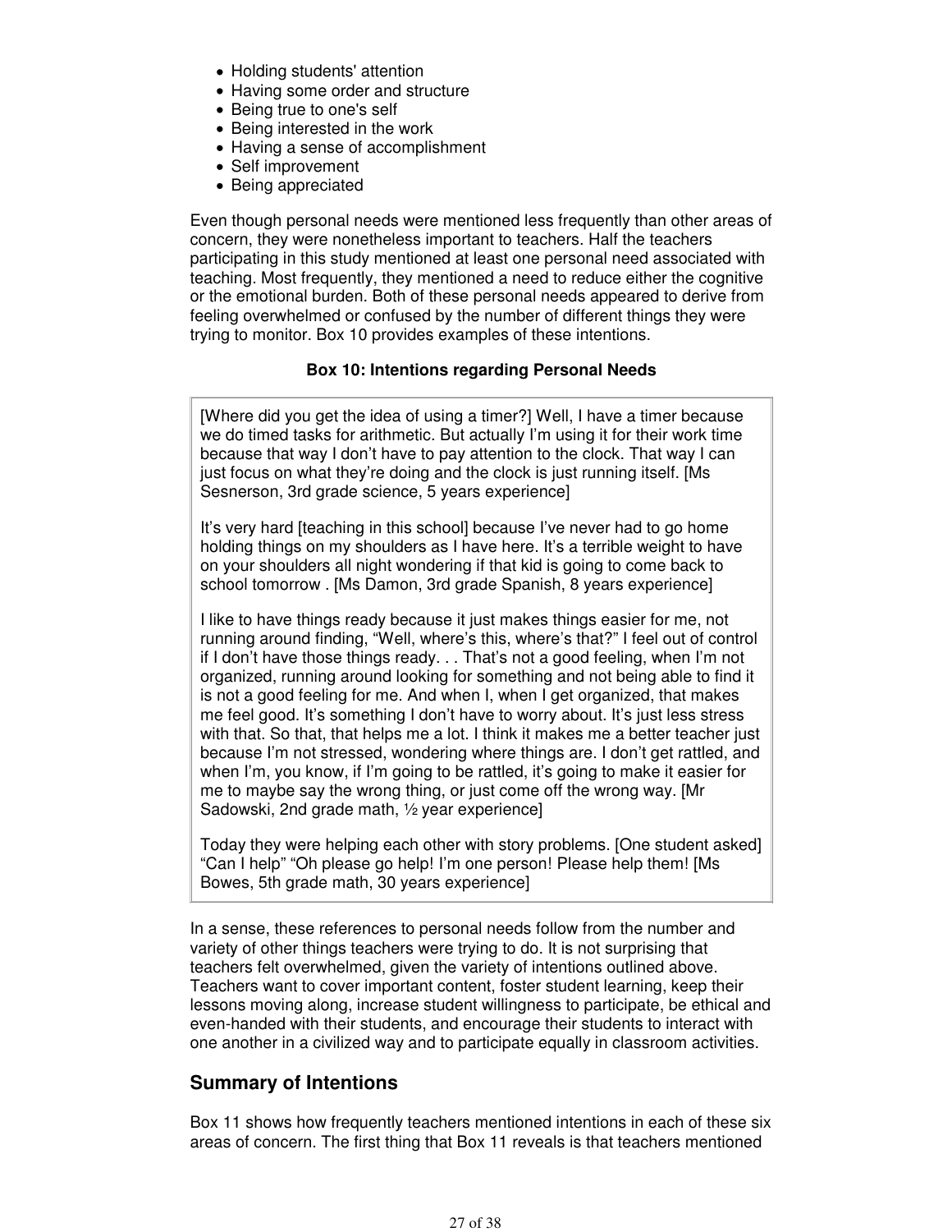- Holding students' attention
- Having some order and structure
- Being true to one's self
- Being interested in the work
- Having a sense of accomplishment
- Self improvement
- Being appreciated

Even though personal needs were mentioned less frequently than other areas of concern, they were nonetheless important to teachers. Half the teachers participating in this study mentioned at least one personal need associated with teaching. Most frequently, they mentioned a need to reduce either the cognitive or the emotional burden. Both of these personal needs appeared to derive from feeling overwhelmed or confused by the number of different things they were trying to monitor. Box 10 provides examples of these intentions.

**Box 10: Intentions regarding Personal Needs**

> [Where did you get the idea of using a timer?] Well, I have a timer because we do timed tasks for arithmetic. But actually I'm using it for their work time because that way I don't have to pay attention to the clock. That way I can just focus on what they're doing and the clock is just running itself. [Ms Sesnerson, 3rd grade science, 5 years experience]
>
> It's very hard [teaching in this school] because I've never had to go home holding things on my shoulders as I have here. It's a terrible weight to have on your shoulders all night wondering if that kid is going to come back to school tomorrow . [Ms Damon, 3rd grade Spanish, 8 years experience]
>
> I like to have things ready because it just makes things easier for me, not running around finding, "Well, where's this, where's that?" I feel out of control if I don't have those things ready. . . That's not a good feeling, when I'm not organized, running around looking for something and not being able to find it is not a good feeling for me. And when I, when I get organized, that makes me feel good. It's something I don't have to worry about. It's just less stress with that. So that, that helps me a lot. I think it makes me a better teacher just because I'm not stressed, wondering where things are. I don't get rattled, and when I'm, you know, if I'm going to be rattled, it's going to make it easier for me to maybe say the wrong thing, or just come off the wrong way. [Mr Sadowski, 2nd grade math, ½ year experience]
>
> Today they were helping each other with story problems. [One student asked] "Can I help" "Oh please go help! I'm one person! Please help them! [Ms Bowes, 5th grade math, 30 years experience]

In a sense, these references to personal needs follow from the number and variety of other things teachers were trying to do. It is not surprising that teachers felt overwhelmed, given the variety of intentions outlined above. Teachers want to cover important content, foster student learning, keep their lessons moving along, increase student willingness to participate, be ethical and even-handed with their students, and encourage their students to interact with one another in a civilized way and to participate equally in classroom activities.

## Summary of Intentions

Box 11 shows how frequently teachers mentioned intentions in each of these six areas of concern. The first thing that Box 11 reveals is that teachers mentioned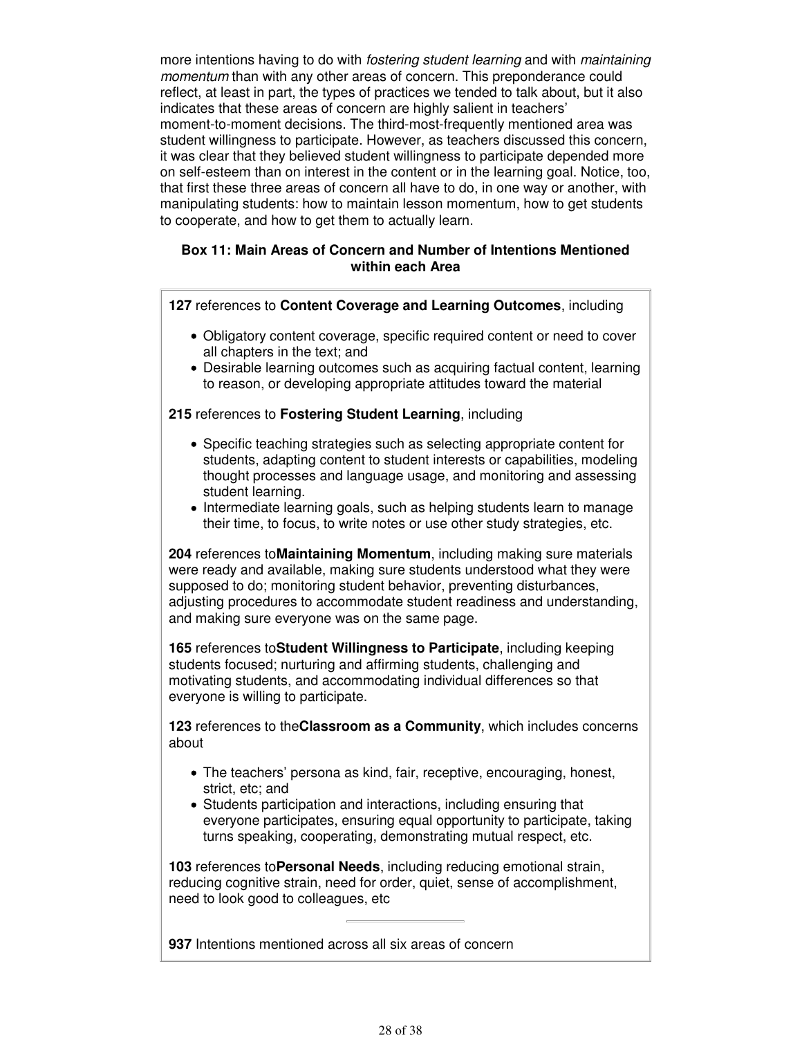more intentions having to do with *fostering student learning* and with *maintaining momentum* than with any other areas of concern. This preponderance could reflect, at least in part, the types of practices we tended to talk about, but it also indicates that these areas of concern are highly salient in teachers' moment-to-moment decisions. The third-most-frequently mentioned area was student willingness to participate. However, as teachers discussed this concern, it was clear that they believed student willingness to participate depended more on self-esteem than on interest in the content or in the learning goal. Notice, too, that first these three areas of concern all have to do, in one way or another, with manipulating students: how to maintain lesson momentum, how to get students to cooperate, and how to get them to actually learn.

**Box 11: Main Areas of Concern and Number of Intentions Mentioned within each Area**

**127** references to **Content Coverage and Learning Outcomes**, including

- Obligatory content coverage, specific required content or need to cover all chapters in the text; and
- Desirable learning outcomes such as acquiring factual content, learning to reason, or developing appropriate attitudes toward the material

**215** references to **Fostering Student Learning**, including

- Specific teaching strategies such as selecting appropriate content for students, adapting content to student interests or capabilities, modeling thought processes and language usage, and monitoring and assessing student learning.
- Intermediate learning goals, such as helping students learn to manage their time, to focus, to write notes or use other study strategies, etc.

**204** references to**Maintaining Momentum**, including making sure materials were ready and available, making sure students understood what they were supposed to do; monitoring student behavior, preventing disturbances, adjusting procedures to accommodate student readiness and understanding, and making sure everyone was on the same page.

**165** references to**Student Willingness to Participate**, including keeping students focused; nurturing and affirming students, challenging and motivating students, and accommodating individual differences so that everyone is willing to participate.

**123** references to the**Classroom as a Community**, which includes concerns about

- The teachers' persona as kind, fair, receptive, encouraging, honest, strict, etc; and
- Students participation and interactions, including ensuring that everyone participates, ensuring equal opportunity to participate, taking turns speaking, cooperating, demonstrating mutual respect, etc.

**103** references to**Personal Needs**, including reducing emotional strain, reducing cognitive strain, need for order, quiet, sense of accomplishment, need to look good to colleagues, etc

---

**937** Intentions mentioned across all six areas of concern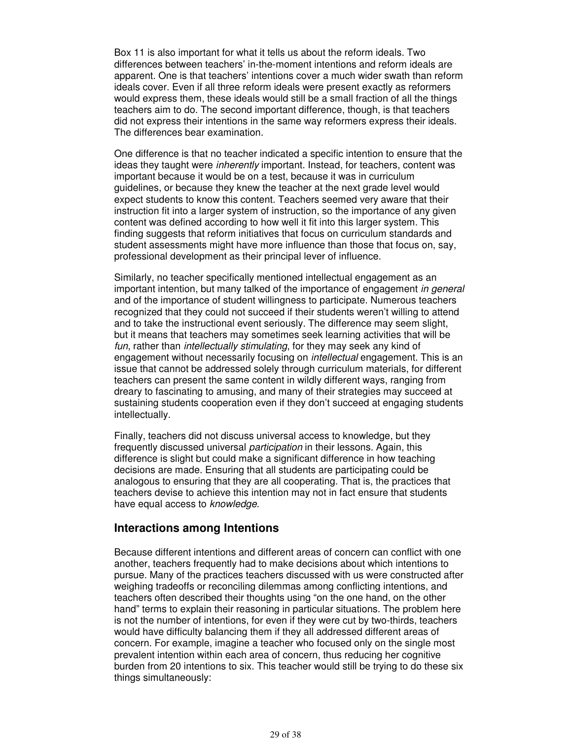Box 11 is also important for what it tells us about the reform ideals. Two differences between teachers' in-the-moment intentions and reform ideals are apparent. One is that teachers' intentions cover a much wider swath than reform ideals cover. Even if all three reform ideals were present exactly as reformers would express them, these ideals would still be a small fraction of all the things teachers aim to do. The second important difference, though, is that teachers did not express their intentions in the same way reformers express their ideals. The differences bear examination.

One difference is that no teacher indicated a specific intention to ensure that the ideas they taught were *inherently* important. Instead, for teachers, content was important because it would be on a test, because it was in curriculum guidelines, or because they knew the teacher at the next grade level would expect students to know this content. Teachers seemed very aware that their instruction fit into a larger system of instruction, so the importance of any given content was defined according to how well it fit into this larger system. This finding suggests that reform initiatives that focus on curriculum standards and student assessments might have more influence than those that focus on, say, professional development as their principal lever of influence.

Similarly, no teacher specifically mentioned intellectual engagement as an important intention, but many talked of the importance of engagement *in general* and of the importance of student willingness to participate. Numerous teachers recognized that they could not succeed if their students weren't willing to attend and to take the instructional event seriously. The difference may seem slight, but it means that teachers may sometimes seek learning activities that will be *fun*, rather than *intellectually stimulating*, for they may seek any kind of engagement without necessarily focusing on *intellectual* engagement. This is an issue that cannot be addressed solely through curriculum materials, for different teachers can present the same content in wildly different ways, ranging from dreary to fascinating to amusing, and many of their strategies may succeed at sustaining students cooperation even if they don't succeed at engaging students intellectually.

Finally, teachers did not discuss universal access to knowledge, but they frequently discussed universal *participation* in their lessons. Again, this difference is slight but could make a significant difference in how teaching decisions are made. Ensuring that all students are participating could be analogous to ensuring that they are all cooperating. That is, the practices that teachers devise to achieve this intention may not in fact ensure that students have equal access to *knowledge*.

## Interactions among Intentions

Because different intentions and different areas of concern can conflict with one another, teachers frequently had to make decisions about which intentions to pursue. Many of the practices teachers discussed with us were constructed after weighing tradeoffs or reconciling dilemmas among conflicting intentions, and teachers often described their thoughts using "on the one hand, on the other hand" terms to explain their reasoning in particular situations. The problem here is not the number of intentions, for even if they were cut by two-thirds, teachers would have difficulty balancing them if they all addressed different areas of concern. For example, imagine a teacher who focused only on the single most prevalent intention within each area of concern, thus reducing her cognitive burden from 20 intentions to six. This teacher would still be trying to do these six things simultaneously: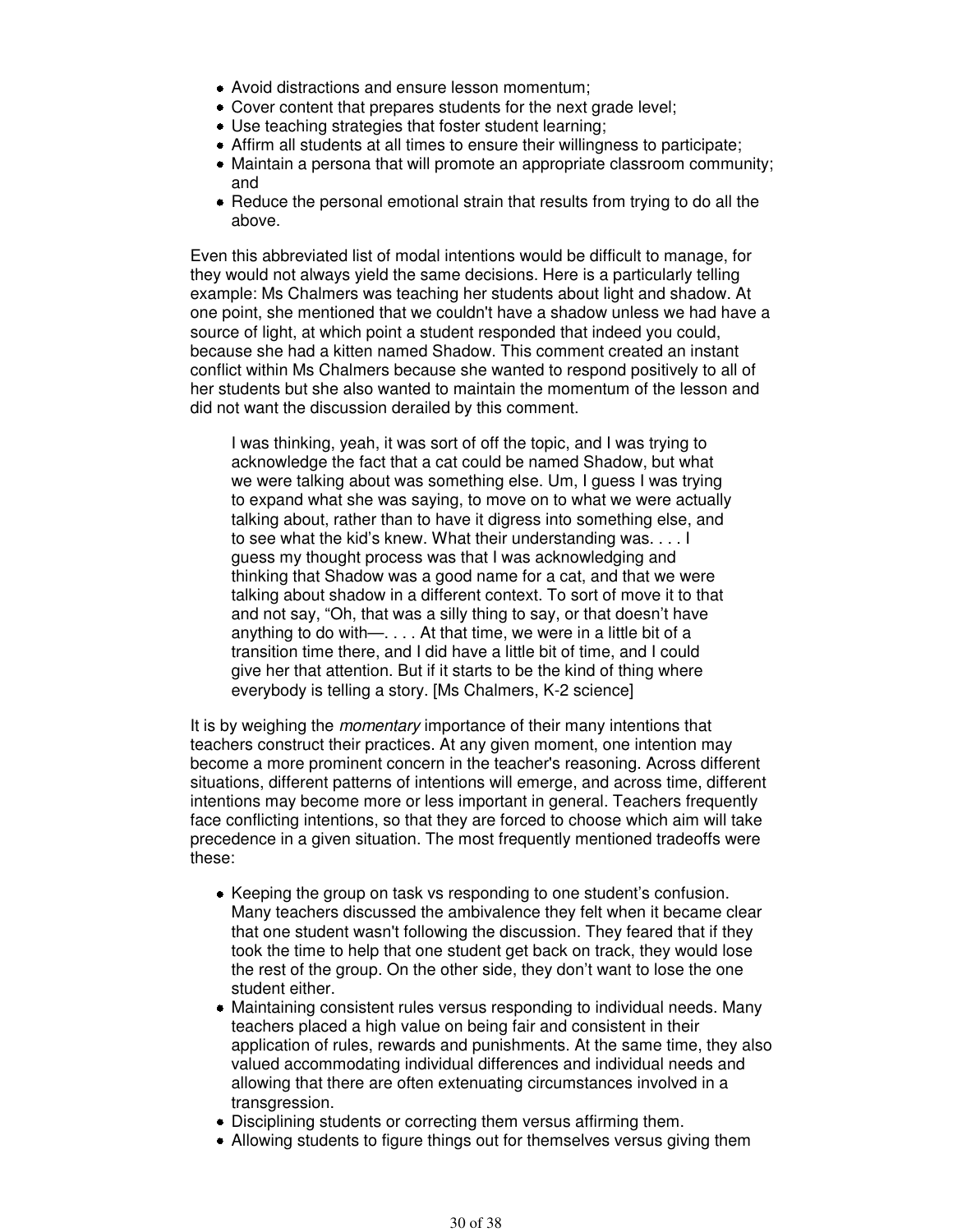- Avoid distractions and ensure lesson momentum;
- Cover content that prepares students for the next grade level;
- Use teaching strategies that foster student learning;
- Affirm all students at all times to ensure their willingness to participate;
- Maintain a persona that will promote an appropriate classroom community; and
- Reduce the personal emotional strain that results from trying to do all the above.

Even this abbreviated list of modal intentions would be difficult to manage, for they would not always yield the same decisions. Here is a particularly telling example: Ms Chalmers was teaching her students about light and shadow. At one point, she mentioned that we couldn't have a shadow unless we had have a source of light, at which point a student responded that indeed you could, because she had a kitten named Shadow. This comment created an instant conflict within Ms Chalmers because she wanted to respond positively to all of her students but she also wanted to maintain the momentum of the lesson and did not want the discussion derailed by this comment.

> I was thinking, yeah, it was sort of off the topic, and I was trying to acknowledge the fact that a cat could be named Shadow, but what we were talking about was something else. Um, I guess I was trying to expand what she was saying, to move on to what we were actually talking about, rather than to have it digress into something else, and to see what the kid's knew. What their understanding was. . . . I guess my thought process was that I was acknowledging and thinking that Shadow was a good name for a cat, and that we were talking about shadow in a different context. To sort of move it to that and not say, "Oh, that was a silly thing to say, or that doesn't have anything to do with—. . . . At that time, we were in a little bit of a transition time there, and I did have a little bit of time, and I could give her that attention. But if it starts to be the kind of thing where everybody is telling a story. [Ms Chalmers, K-2 science]

It is by weighing the *momentary* importance of their many intentions that teachers construct their practices. At any given moment, one intention may become a more prominent concern in the teacher's reasoning. Across different situations, different patterns of intentions will emerge, and across time, different intentions may become more or less important in general. Teachers frequently face conflicting intentions, so that they are forced to choose which aim will take precedence in a given situation. The most frequently mentioned tradeoffs were these:

- Keeping the group on task vs responding to one student's confusion. Many teachers discussed the ambivalence they felt when it became clear that one student wasn't following the discussion. They feared that if they took the time to help that one student get back on track, they would lose the rest of the group. On the other side, they don't want to lose the one student either.
- Maintaining consistent rules versus responding to individual needs. Many teachers placed a high value on being fair and consistent in their application of rules, rewards and punishments. At the same time, they also valued accommodating individual differences and individual needs and allowing that there are often extenuating circumstances involved in a transgression.
- Disciplining students or correcting them versus affirming them.
- Allowing students to figure things out for themselves versus giving them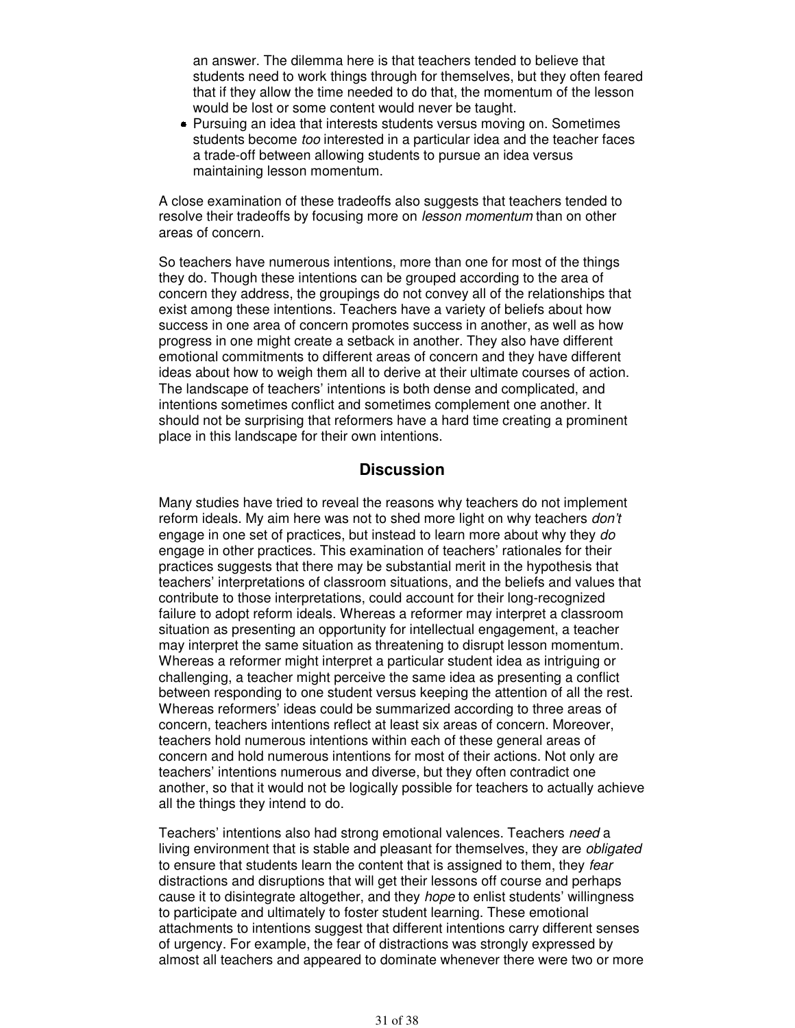an answer. The dilemma here is that teachers tended to believe that students need to work things through for themselves, but they often feared that if they allow the time needed to do that, the momentum of the lesson would be lost or some content would never be taught.

- Pursuing an idea that interests students versus moving on. Sometimes students become *too* interested in a particular idea and the teacher faces a trade-off between allowing students to pursue an idea versus maintaining lesson momentum.

A close examination of these tradeoffs also suggests that teachers tended to resolve their tradeoffs by focusing more on *lesson momentum* than on other areas of concern.

So teachers have numerous intentions, more than one for most of the things they do. Though these intentions can be grouped according to the area of concern they address, the groupings do not convey all of the relationships that exist among these intentions. Teachers have a variety of beliefs about how success in one area of concern promotes success in another, as well as how progress in one might create a setback in another. They also have different emotional commitments to different areas of concern and they have different ideas about how to weigh them all to derive at their ultimate courses of action. The landscape of teachers' intentions is both dense and complicated, and intentions sometimes conflict and sometimes complement one another. It should not be surprising that reformers have a hard time creating a prominent place in this landscape for their own intentions.

## Discussion

Many studies have tried to reveal the reasons why teachers do not implement reform ideals. My aim here was not to shed more light on why teachers *don't* engage in one set of practices, but instead to learn more about why they *do* engage in other practices. This examination of teachers' rationales for their practices suggests that there may be substantial merit in the hypothesis that teachers' interpretations of classroom situations, and the beliefs and values that contribute to those interpretations, could account for their long-recognized failure to adopt reform ideals. Whereas a reformer may interpret a classroom situation as presenting an opportunity for intellectual engagement, a teacher may interpret the same situation as threatening to disrupt lesson momentum. Whereas a reformer might interpret a particular student idea as intriguing or challenging, a teacher might perceive the same idea as presenting a conflict between responding to one student versus keeping the attention of all the rest. Whereas reformers' ideas could be summarized according to three areas of concern, teachers intentions reflect at least six areas of concern. Moreover, teachers hold numerous intentions within each of these general areas of concern and hold numerous intentions for most of their actions. Not only are teachers' intentions numerous and diverse, but they often contradict one another, so that it would not be logically possible for teachers to actually achieve all the things they intend to do.

Teachers' intentions also had strong emotional valences. Teachers *need* a living environment that is stable and pleasant for themselves, they are *obligated* to ensure that students learn the content that is assigned to them, they *fear* distractions and disruptions that will get their lessons off course and perhaps cause it to disintegrate altogether, and they *hope* to enlist students' willingness to participate and ultimately to foster student learning. These emotional attachments to intentions suggest that different intentions carry different senses of urgency. For example, the fear of distractions was strongly expressed by almost all teachers and appeared to dominate whenever there were two or more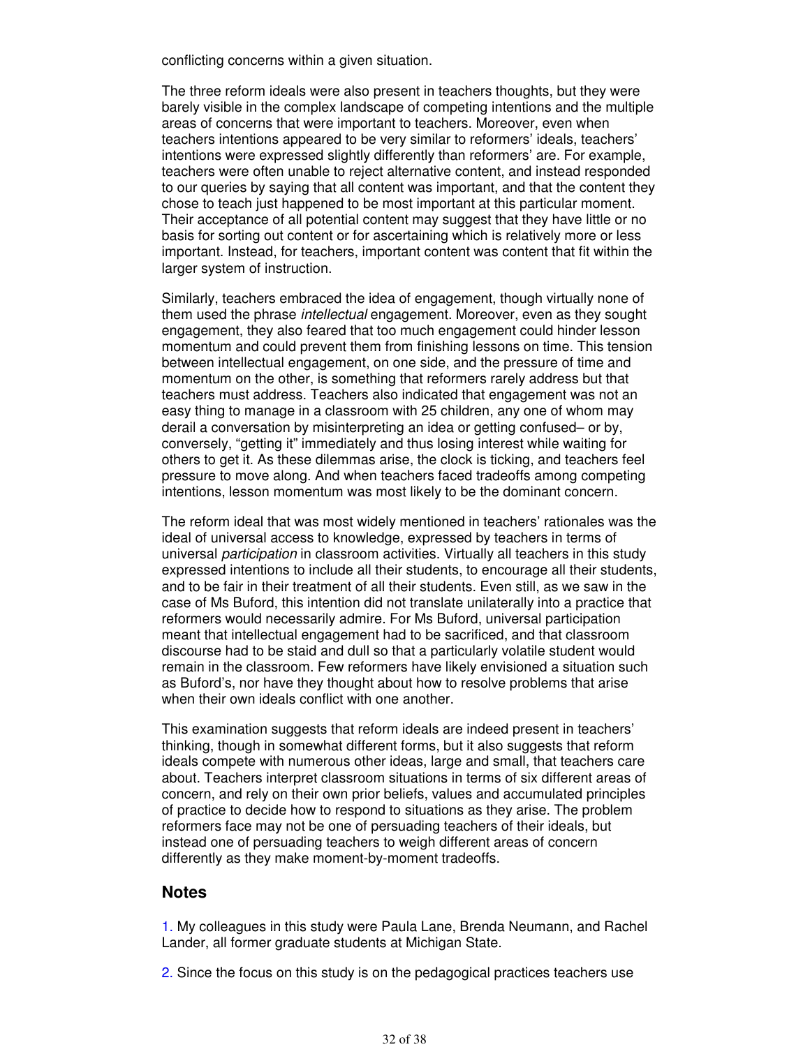conflicting concerns within a given situation.

The three reform ideals were also present in teachers thoughts, but they were barely visible in the complex landscape of competing intentions and the multiple areas of concerns that were important to teachers. Moreover, even when teachers intentions appeared to be very similar to reformers' ideals, teachers' intentions were expressed slightly differently than reformers' are. For example, teachers were often unable to reject alternative content, and instead responded to our queries by saying that all content was important, and that the content they chose to teach just happened to be most important at this particular moment. Their acceptance of all potential content may suggest that they have little or no basis for sorting out content or for ascertaining which is relatively more or less important. Instead, for teachers, important content was content that fit within the larger system of instruction.

Similarly, teachers embraced the idea of engagement, though virtually none of them used the phrase *intellectual* engagement. Moreover, even as they sought engagement, they also feared that too much engagement could hinder lesson momentum and could prevent them from finishing lessons on time. This tension between intellectual engagement, on one side, and the pressure of time and momentum on the other, is something that reformers rarely address but that teachers must address. Teachers also indicated that engagement was not an easy thing to manage in a classroom with 25 children, any one of whom may derail a conversation by misinterpreting an idea or getting confused– or by, conversely, "getting it" immediately and thus losing interest while waiting for others to get it. As these dilemmas arise, the clock is ticking, and teachers feel pressure to move along. And when teachers faced tradeoffs among competing intentions, lesson momentum was most likely to be the dominant concern.

The reform ideal that was most widely mentioned in teachers' rationales was the ideal of universal access to knowledge, expressed by teachers in terms of universal *participation* in classroom activities. Virtually all teachers in this study expressed intentions to include all their students, to encourage all their students, and to be fair in their treatment of all their students. Even still, as we saw in the case of Ms Buford, this intention did not translate unilaterally into a practice that reformers would necessarily admire. For Ms Buford, universal participation meant that intellectual engagement had to be sacrificed, and that classroom discourse had to be staid and dull so that a particularly volatile student would remain in the classroom. Few reformers have likely envisioned a situation such as Buford's, nor have they thought about how to resolve problems that arise when their own ideals conflict with one another.

This examination suggests that reform ideals are indeed present in teachers' thinking, though in somewhat different forms, but it also suggests that reform ideals compete with numerous other ideas, large and small, that teachers care about. Teachers interpret classroom situations in terms of six different areas of concern, and rely on their own prior beliefs, values and accumulated principles of practice to decide how to respond to situations as they arise. The problem reformers face may not be one of persuading teachers of their ideals, but instead one of persuading teachers to weigh different areas of concern differently as they make moment-by-moment tradeoffs.

## Notes

1. My colleagues in this study were Paula Lane, Brenda Neumann, and Rachel Lander, all former graduate students at Michigan State.

2. Since the focus on this study is on the pedagogical practices teachers use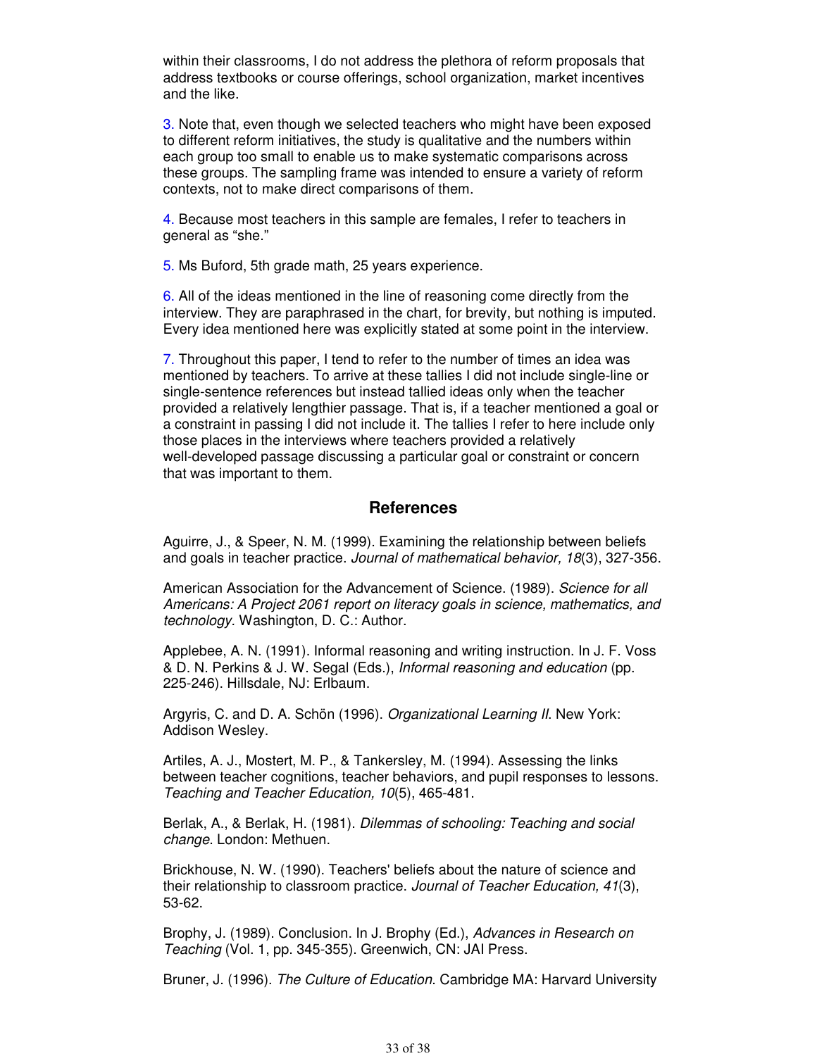within their classrooms, I do not address the plethora of reform proposals that address textbooks or course offerings, school organization, market incentives and the like.

3. Note that, even though we selected teachers who might have been exposed to different reform initiatives, the study is qualitative and the numbers within each group too small to enable us to make systematic comparisons across these groups. The sampling frame was intended to ensure a variety of reform contexts, not to make direct comparisons of them.

4. Because most teachers in this sample are females, I refer to teachers in general as "she."

5. Ms Buford, 5th grade math, 25 years experience.

6. All of the ideas mentioned in the line of reasoning come directly from the interview. They are paraphrased in the chart, for brevity, but nothing is imputed. Every idea mentioned here was explicitly stated at some point in the interview.

7. Throughout this paper, I tend to refer to the number of times an idea was mentioned by teachers. To arrive at these tallies I did not include single-line or single-sentence references but instead tallied ideas only when the teacher provided a relatively lengthier passage. That is, if a teacher mentioned a goal or a constraint in passing I did not include it. The tallies I refer to here include only those places in the interviews where teachers provided a relatively well-developed passage discussing a particular goal or constraint or concern that was important to them.

## References

Aguirre, J., & Speer, N. M. (1999). Examining the relationship between beliefs and goals in teacher practice. *Journal of mathematical behavior, 18*(3), 327-356.

American Association for the Advancement of Science. (1989). *Science for all Americans: A Project 2061 report on literacy goals in science, mathematics, and technology*. Washington, D. C.: Author.

Applebee, A. N. (1991). Informal reasoning and writing instruction. In J. F. Voss & D. N. Perkins & J. W. Segal (Eds.), *Informal reasoning and education* (pp. 225-246). Hillsdale, NJ: Erlbaum.

Argyris, C. and D. A. Schön (1996). *Organizational Learning II*. New York: Addison Wesley.

Artiles, A. J., Mostert, M. P., & Tankersley, M. (1994). Assessing the links between teacher cognitions, teacher behaviors, and pupil responses to lessons. *Teaching and Teacher Education, 10*(5), 465-481.

Berlak, A., & Berlak, H. (1981). *Dilemmas of schooling: Teaching and social change*. London: Methuen.

Brickhouse, N. W. (1990). Teachers' beliefs about the nature of science and their relationship to classroom practice. *Journal of Teacher Education, 41*(3), 53-62.

Brophy, J. (1989). Conclusion. In J. Brophy (Ed.), *Advances in Research on Teaching* (Vol. 1, pp. 345-355). Greenwich, CN: JAI Press.

Bruner, J. (1996). *The Culture of Education*. Cambridge MA: Harvard University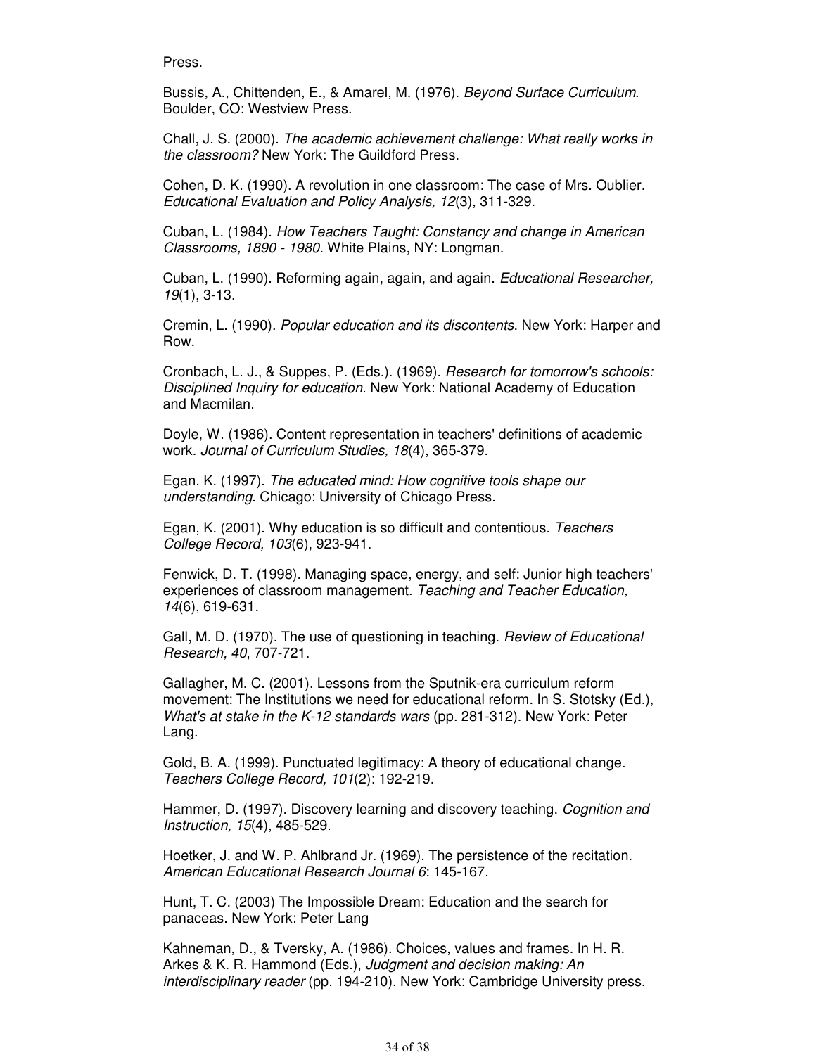Press.

Bussis, A., Chittenden, E., & Amarel, M. (1976). *Beyond Surface Curriculum*. Boulder, CO: Westview Press.

Chall, J. S. (2000). *The academic achievement challenge: What really works in the classroom?* New York: The Guildford Press.

Cohen, D. K. (1990). A revolution in one classroom: The case of Mrs. Oublier. *Educational Evaluation and Policy Analysis, 12*(3), 311-329.

Cuban, L. (1984). *How Teachers Taught: Constancy and change in American Classrooms, 1890 - 1980*. White Plains, NY: Longman.

Cuban, L. (1990). Reforming again, again, and again. *Educational Researcher, 19*(1), 3-13.

Cremin, L. (1990). *Popular education and its discontents*. New York: Harper and Row.

Cronbach, L. J., & Suppes, P. (Eds.). (1969). *Research for tomorrow's schools: Disciplined Inquiry for education*. New York: National Academy of Education and Macmilan.

Doyle, W. (1986). Content representation in teachers' definitions of academic work. *Journal of Curriculum Studies, 18*(4), 365-379.

Egan, K. (1997). *The educated mind: How cognitive tools shape our understanding*. Chicago: University of Chicago Press.

Egan, K. (2001). Why education is so difficult and contentious. *Teachers College Record, 103*(6), 923-941.

Fenwick, D. T. (1998). Managing space, energy, and self: Junior high teachers' experiences of classroom management. *Teaching and Teacher Education, 14*(6), 619-631.

Gall, M. D. (1970). The use of questioning in teaching. *Review of Educational Research, 40*, 707-721.

Gallagher, M. C. (2001). Lessons from the Sputnik-era curriculum reform movement: The Institutions we need for educational reform. In S. Stotsky (Ed.), *What's at stake in the K-12 standards wars* (pp. 281-312). New York: Peter Lang.

Gold, B. A. (1999). Punctuated legitimacy: A theory of educational change. *Teachers College Record, 101*(2): 192-219.

Hammer, D. (1997). Discovery learning and discovery teaching. *Cognition and Instruction, 15*(4), 485-529.

Hoetker, J. and W. P. Ahlbrand Jr. (1969). The persistence of the recitation. *American Educational Research Journal 6*: 145-167.

Hunt, T. C. (2003) The Impossible Dream: Education and the search for panaceas. New York: Peter Lang

Kahneman, D., & Tversky, A. (1986). Choices, values and frames. In H. R. Arkes & K. R. Hammond (Eds.), *Judgment and decision making: An interdisciplinary reader* (pp. 194-210). New York: Cambridge University press.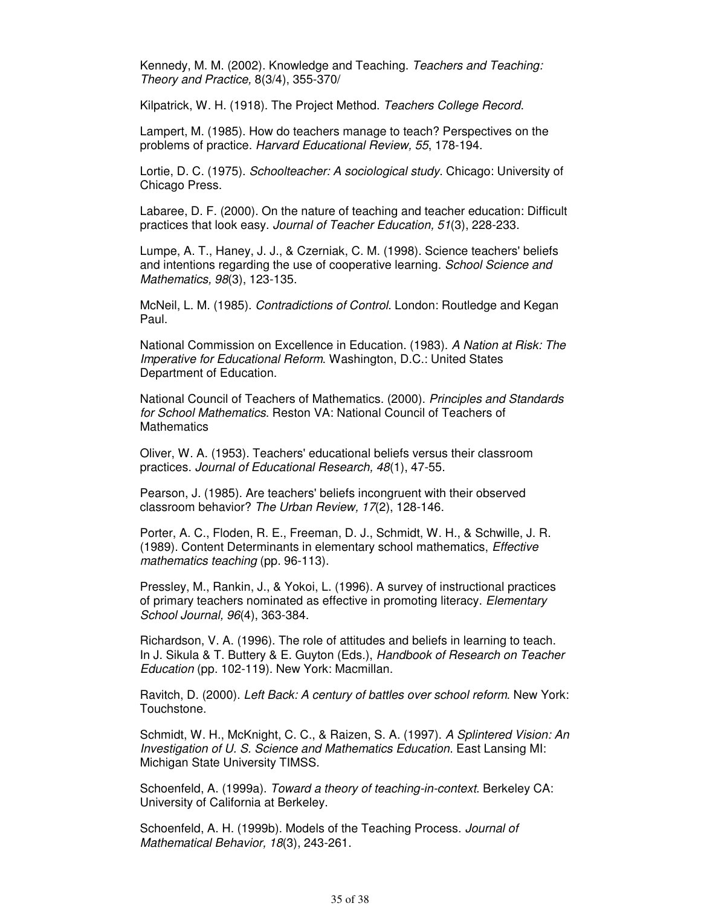Kennedy, M. M. (2002). Knowledge and Teaching. *Teachers and Teaching: Theory and Practice,* 8(3/4), 355-370/

Kilpatrick, W. H. (1918). The Project Method. *Teachers College Record*.

Lampert, M. (1985). How do teachers manage to teach? Perspectives on the problems of practice. *Harvard Educational Review, 55*, 178-194.

Lortie, D. C. (1975). *Schoolteacher: A sociological study*. Chicago: University of Chicago Press.

Labaree, D. F. (2000). On the nature of teaching and teacher education: Difficult practices that look easy. *Journal of Teacher Education, 51*(3), 228-233.

Lumpe, A. T., Haney, J. J., & Czerniak, C. M. (1998). Science teachers' beliefs and intentions regarding the use of cooperative learning. *School Science and Mathematics, 98*(3), 123-135.

McNeil, L. M. (1985). *Contradictions of Control*. London: Routledge and Kegan Paul.

National Commission on Excellence in Education. (1983). *A Nation at Risk: The Imperative for Educational Reform*. Washington, D.C.: United States Department of Education.

National Council of Teachers of Mathematics. (2000). *Principles and Standards for School Mathematics*. Reston VA: National Council of Teachers of Mathematics

Oliver, W. A. (1953). Teachers' educational beliefs versus their classroom practices. *Journal of Educational Research, 48*(1), 47-55.

Pearson, J. (1985). Are teachers' beliefs incongruent with their observed classroom behavior? *The Urban Review, 17*(2), 128-146.

Porter, A. C., Floden, R. E., Freeman, D. J., Schmidt, W. H., & Schwille, J. R. (1989). Content Determinants in elementary school mathematics, *Effective mathematics teaching* (pp. 96-113).

Pressley, M., Rankin, J., & Yokoi, L. (1996). A survey of instructional practices of primary teachers nominated as effective in promoting literacy. *Elementary School Journal, 96*(4), 363-384.

Richardson, V. A. (1996). The role of attitudes and beliefs in learning to teach. In J. Sikula & T. Buttery & E. Guyton (Eds.), *Handbook of Research on Teacher Education* (pp. 102-119). New York: Macmillan.

Ravitch, D. (2000). *Left Back: A century of battles over school reform*. New York: Touchstone.

Schmidt, W. H., McKnight, C. C., & Raizen, S. A. (1997). *A Splintered Vision: An Investigation of U. S. Science and Mathematics Education*. East Lansing MI: Michigan State University TIMSS.

Schoenfeld, A. (1999a). *Toward a theory of teaching-in-context*. Berkeley CA: University of California at Berkeley.

Schoenfeld, A. H. (1999b). Models of the Teaching Process. *Journal of Mathematical Behavior, 18*(3), 243-261.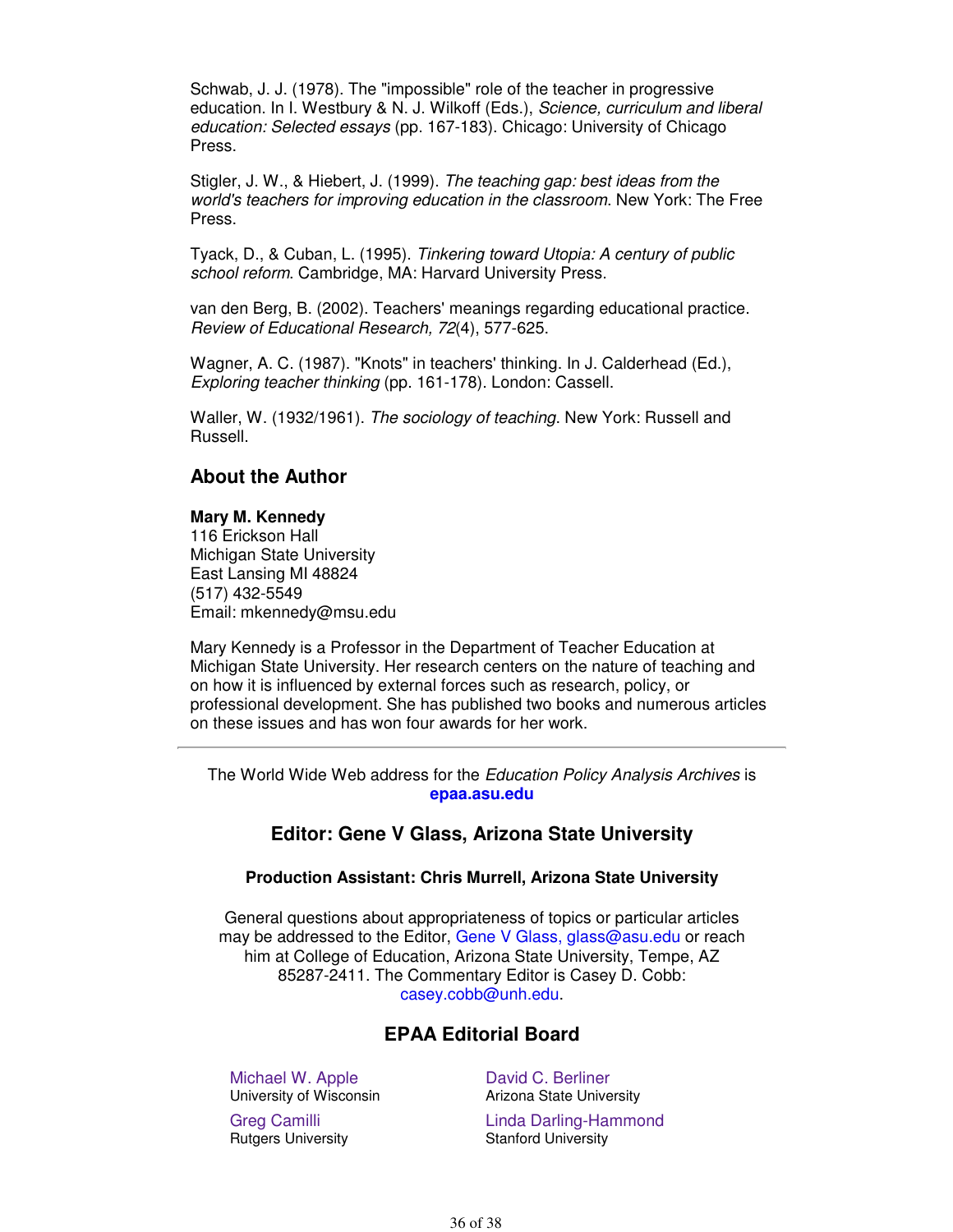Schwab, J. J. (1978). The "impossible" role of the teacher in progressive education. In I. Westbury & N. J. Wilkoff (Eds.), *Science, curriculum and liberal education: Selected essays* (pp. 167-183). Chicago: University of Chicago Press.

Stigler, J. W., & Hiebert, J. (1999). *The teaching gap: best ideas from the world's teachers for improving education in the classroom*. New York: The Free Press.

Tyack, D., & Cuban, L. (1995). *Tinkering toward Utopia: A century of public school reform*. Cambridge, MA: Harvard University Press.

van den Berg, B. (2002). Teachers' meanings regarding educational practice. *Review of Educational Research, 72*(4), 577-625.

Wagner, A. C. (1987). "Knots" in teachers' thinking. In J. Calderhead (Ed.), *Exploring teacher thinking* (pp. 161-178). London: Cassell.

Waller, W. (1932/1961). *The sociology of teaching*. New York: Russell and Russell.

## About the Author

**Mary M. Kennedy**
116 Erickson Hall
Michigan State University
East Lansing MI 48824
(517) 432-5549
Email: mkennedy@msu.edu

Mary Kennedy is a Professor in the Department of Teacher Education at Michigan State University. Her research centers on the nature of teaching and on how it is influenced by external forces such as research, policy, or professional development. She has published two books and numerous articles on these issues and has won four awards for her work.

---

The World Wide Web address for the *Education Policy Analysis Archives* is **epaa.asu.edu**

### Editor: Gene V Glass, Arizona State University

**Production Assistant: Chris Murrell, Arizona State University**

General questions about appropriateness of topics or particular articles may be addressed to the Editor, Gene V Glass, glass@asu.edu or reach him at College of Education, Arizona State University, Tempe, AZ 85287-2411. The Commentary Editor is Casey D. Cobb: casey.cobb@unh.edu.

### EPAA Editorial Board

Michael W. Apple
University of Wisconsin

David C. Berliner
Arizona State University

Greg Camilli
Rutgers University

Linda Darling-Hammond
Stanford University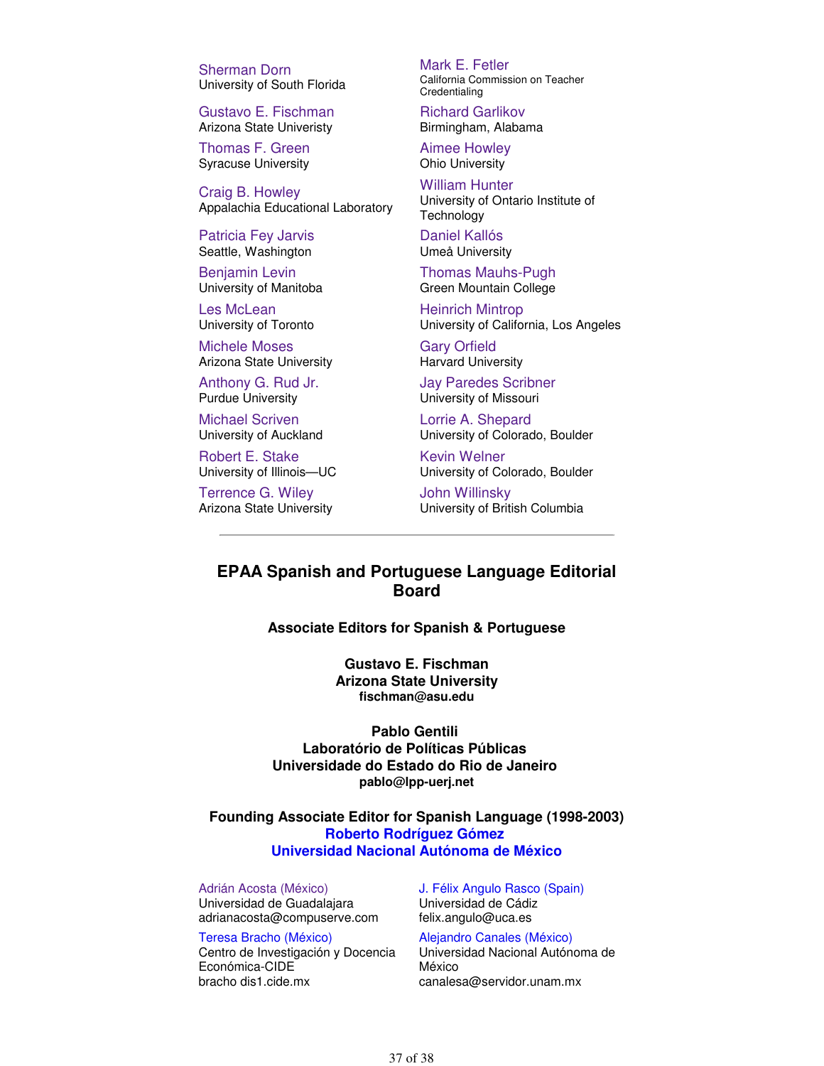Sherman Dorn
University of South Florida

Mark E. Fetler
California Commission on Teacher Credentialing

Gustavo E. Fischman
Arizona State Univeristy

Richard Garlikov
Birmingham, Alabama

Thomas F. Green
Syracuse University

Aimee Howley
Ohio University

Craig B. Howley
Appalachia Educational Laboratory

William Hunter
University of Ontario Institute of Technology

Patricia Fey Jarvis
Seattle, Washington

Daniel Kallós
Umeå University

Benjamin Levin
University of Manitoba

Thomas Mauhs-Pugh
Green Mountain College

Les McLean
University of Toronto

Heinrich Mintrop
University of California, Los Angeles

Michele Moses
Arizona State University

Gary Orfield
Harvard University

Anthony G. Rud Jr.
Purdue University

Jay Paredes Scribner
University of Missouri

Michael Scriven
University of Auckland

Lorrie A. Shepard
University of Colorado, Boulder

Robert E. Stake
University of Illinois—UC

Kevin Welner
University of Colorado, Boulder

Terrence G. Wiley
Arizona State University

John Willinsky
University of British Columbia

---

## EPAA Spanish and Portuguese Language Editorial Board

**Associate Editors for Spanish & Portuguese**

**Gustavo E. Fischman**
**Arizona State University**
**fischman@asu.edu**

**Pablo Gentili**
**Laboratório de Políticas Públicas**
**Universidade do Estado do Rio de Janeiro**
**pablo@lpp-uerj.net**

**Founding Associate Editor for Spanish Language (1998-2003)**
**Roberto Rodríguez Gómez**
**Universidad Nacional Autónoma de México**

Adrián Acosta (México)
Universidad de Guadalajara
adrianacosta@compuserve.com

J. Félix Angulo Rasco (Spain)
Universidad de Cádiz
felix.angulo@uca.es

Teresa Bracho (México)
Centro de Investigación y Docencia Económica-CIDE
bracho dis1.cide.mx

Alejandro Canales (México)
Universidad Nacional Autónoma de México
canalesa@servidor.unam.mx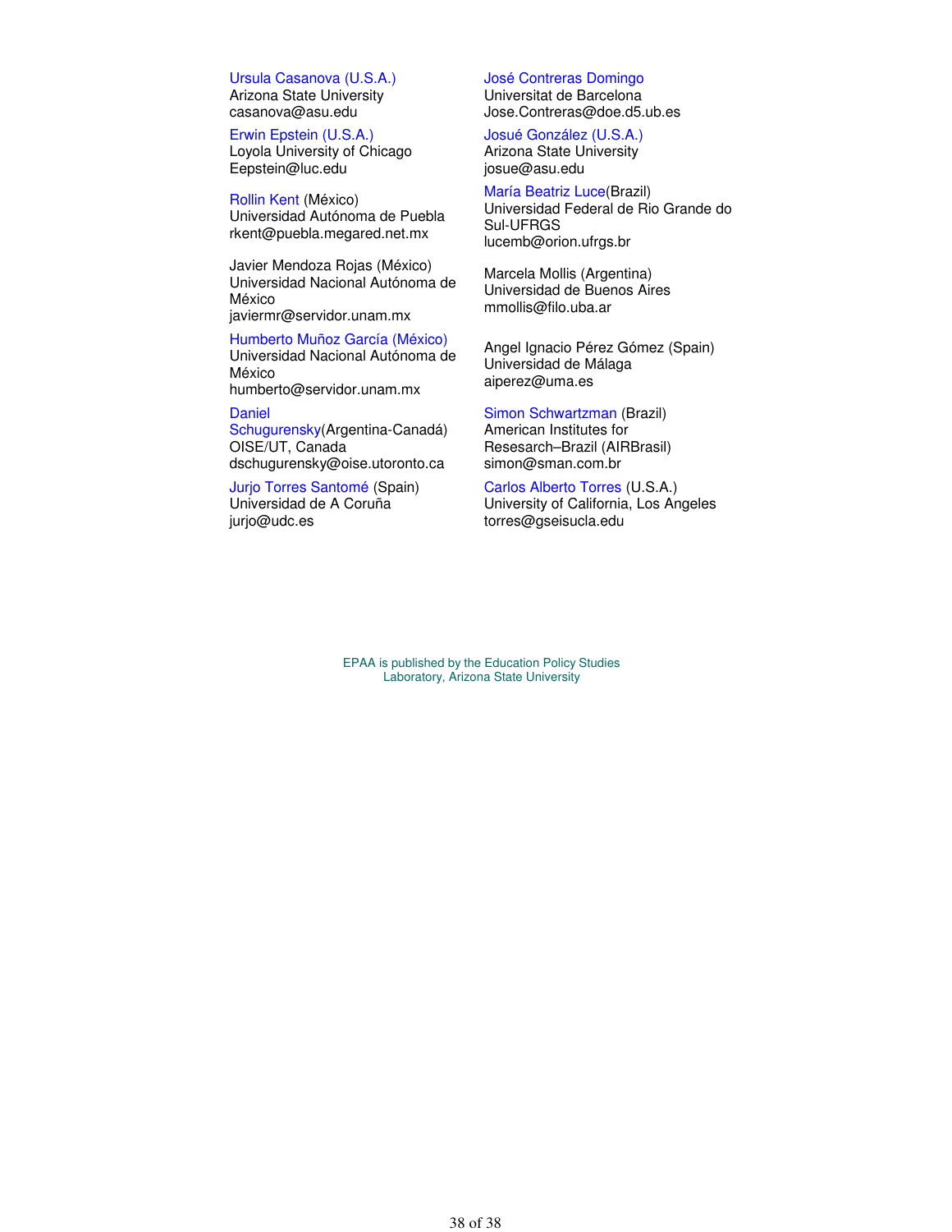Ursula Casanova (U.S.A.)
Arizona State University
casanova@asu.edu

José Contreras Domingo
Universitat de Barcelona
Jose.Contreras@doe.d5.ub.es

Erwin Epstein (U.S.A.)
Loyola University of Chicago
Eepstein@luc.edu

Josué González (U.S.A.)
Arizona State University
josue@asu.edu

Rollin Kent (México)
Universidad Autónoma de Puebla
rkent@puebla.megared.net.mx

María Beatriz Luce(Brazil)
Universidad Federal de Rio Grande do Sul-UFRGS
lucemb@orion.ufrgs.br

Javier Mendoza Rojas (México)
Universidad Nacional Autónoma de México
javiermr@servidor.unam.mx

Marcela Mollis (Argentina)
Universidad de Buenos Aires
mmollis@filo.uba.ar

Humberto Muñoz García (México)
Universidad Nacional Autónoma de México
humberto@servidor.unam.mx

Angel Ignacio Pérez Gómez (Spain)
Universidad de Málaga
aiperez@uma.es

Daniel Schugurensky(Argentina-Canadá)
OISE/UT, Canada
dschugurensky@oise.utoronto.ca

Simon Schwartzman (Brazil)
American Institutes for Resesarch–Brazil (AIRBrasil)
simon@sman.com.br

Jurjo Torres Santomé (Spain)
Universidad de A Coruña
jurjo@udc.es

Carlos Alberto Torres (U.S.A.)
University of California, Los Angeles
torres@gseisucla.edu

EPAA is published by the Education Policy Studies Laboratory, Arizona State University